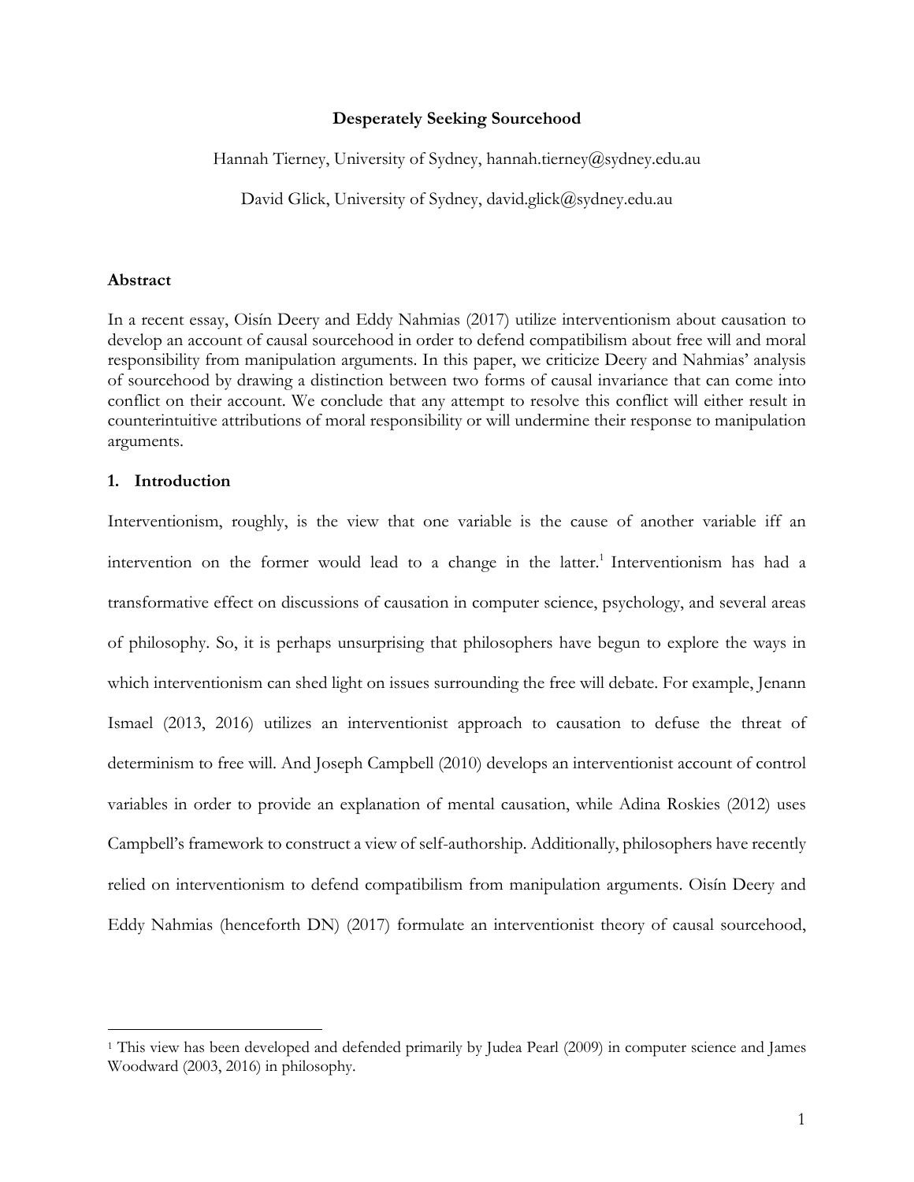# Desperately Seeking Sourcehood

Hannah Tierney, University of Sydney, hannah.tierney@sydney.edu.au

David Glick, University of Sydney, david.glick@sydney.edu.au

## Abstract

In a recent essay, Oisín Deery and Eddy Nahmias (2017) utilize interventionism about causation to develop an account of causal sourcehood in order to defend compatibilism about free will and moral responsibility from manipulation arguments. In this paper, we criticize Deery and Nahmias' analysis of sourcehood by drawing a distinction between two forms of causal invariance that can come into conflict on their account. We conclude that any attempt to resolve this conflict will either result in counterintuitive attributions of moral responsibility or will undermine their response to manipulation arguments.

## 1. Introduction

Interventionism, roughly, is the view that one variable is the cause of another variable iff an intervention on the former would lead to a change in the latter.[1] Interventionism has had a transformative effect on discussions of causation in computer science, psychology, and several areas of philosophy. So, it is perhaps unsurprising that philosophers have begun to explore the ways in which interventionism can shed light on issues surrounding the free will debate. For example, Jenann Ismael (2013, 2016) utilizes an interventionist approach to causation to defuse the threat of determinism to free will. And Joseph Campbell (2010) develops an interventionist account of control variables in order to provide an explanation of mental causation, while Adina Roskies (2012) uses Campbell's framework to construct a view of self-authorship. Additionally, philosophers have recently relied on interventionism to defend compatibilism from manipulation arguments. Oisín Deery and Eddy Nahmias (henceforth DN) (2017) formulate an interventionist theory of causal sourcehood,

[1] This view has been developed and defended primarily by Judea Pearl (2009) in computer science and James Woodward (2003, 2016) in philosophy.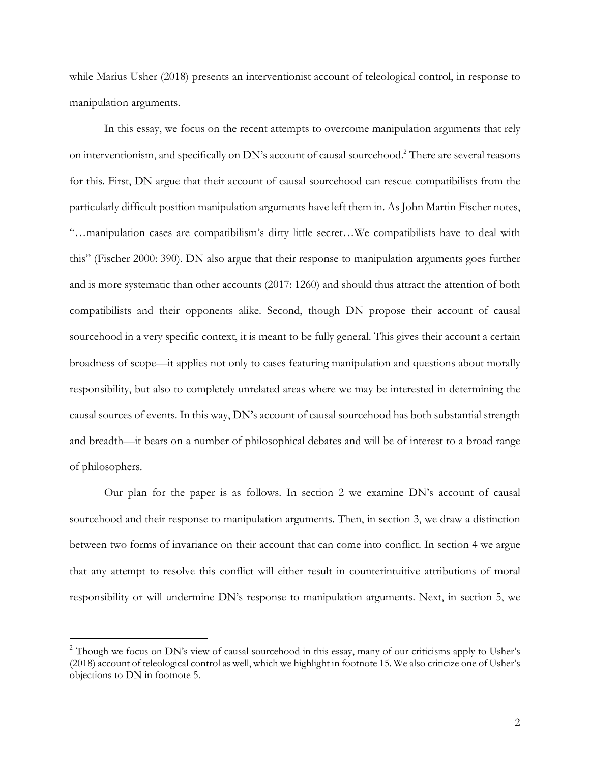while Marius Usher (2018) presents an interventionist account of teleological control, in response to manipulation arguments.

In this essay, we focus on the recent attempts to overcome manipulation arguments that rely on interventionism, and specifically on DN's account of causal sourcehood.[2] There are several reasons for this. First, DN argue that their account of causal sourcehood can rescue compatibilists from the particularly difficult position manipulation arguments have left them in. As John Martin Fischer notes, "…manipulation cases are compatibilism's dirty little secret…We compatibilists have to deal with this" (Fischer 2000: 390). DN also argue that their response to manipulation arguments goes further and is more systematic than other accounts (2017: 1260) and should thus attract the attention of both compatibilists and their opponents alike. Second, though DN propose their account of causal sourcehood in a very specific context, it is meant to be fully general. This gives their account a certain broadness of scope—it applies not only to cases featuring manipulation and questions about morally responsibility, but also to completely unrelated areas where we may be interested in determining the causal sources of events. In this way, DN's account of causal sourcehood has both substantial strength and breadth—it bears on a number of philosophical debates and will be of interest to a broad range of philosophers.

Our plan for the paper is as follows. In section 2 we examine DN's account of causal sourcehood and their response to manipulation arguments. Then, in section 3, we draw a distinction between two forms of invariance on their account that can come into conflict. In section 4 we argue that any attempt to resolve this conflict will either result in counterintuitive attributions of moral responsibility or will undermine DN's response to manipulation arguments. Next, in section 5, we

[2] Though we focus on DN's view of causal sourcehood in this essay, many of our criticisms apply to Usher's (2018) account of teleological control as well, which we highlight in footnote 15. We also criticize one of Usher's objections to DN in footnote 5.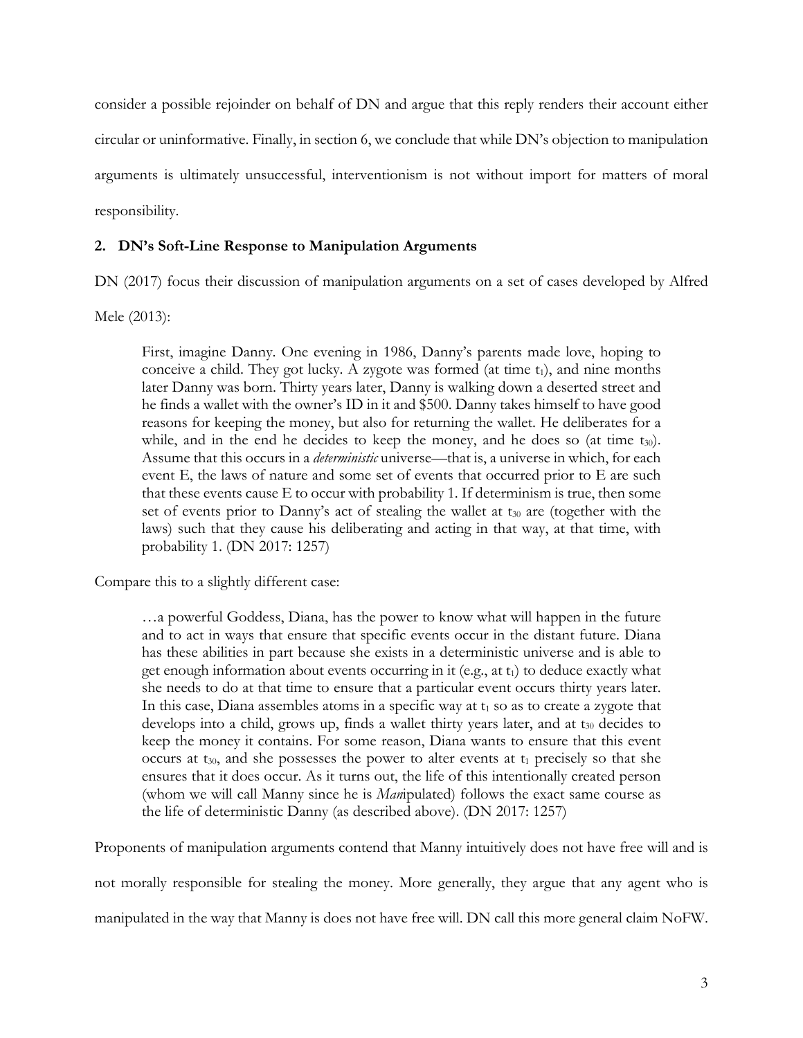consider a possible rejoinder on behalf of DN and argue that this reply renders their account either circular or uninformative. Finally, in section 6, we conclude that while DN's objection to manipulation arguments is ultimately unsuccessful, interventionism is not without import for matters of moral responsibility.

## 2. DN's Soft-Line Response to Manipulation Arguments

DN (2017) focus their discussion of manipulation arguments on a set of cases developed by Alfred Mele (2013):

> First, imagine Danny. One evening in 1986, Danny's parents made love, hoping to conceive a child. They got lucky. A zygote was formed (at time $t_1$), and nine months later Danny was born. Thirty years later, Danny is walking down a deserted street and he finds a wallet with the owner's ID in it and $500. Danny takes himself to have good reasons for keeping the money, but also for returning the wallet. He deliberates for a while, and in the end he decides to keep the money, and he does so (at time $t_{30}$). Assume that this occurs in a *deterministic* universe—that is, a universe in which, for each event E, the laws of nature and some set of events that occurred prior to E are such that these events cause E to occur with probability 1. If determinism is true, then some set of events prior to Danny's act of stealing the wallet at $t_{30}$ are (together with the laws) such that they cause his deliberating and acting in that way, at that time, with probability 1. (DN 2017: 1257)

Compare this to a slightly different case:

> …a powerful Goddess, Diana, has the power to know what will happen in the future and to act in ways that ensure that specific events occur in the distant future. Diana has these abilities in part because she exists in a deterministic universe and is able to get enough information about events occurring in it (e.g., at $t_1$) to deduce exactly what she needs to do at that time to ensure that a particular event occurs thirty years later. In this case, Diana assembles atoms in a specific way at $t_1$ so as to create a zygote that develops into a child, grows up, finds a wallet thirty years later, and at $t_{30}$ decides to keep the money it contains. For some reason, Diana wants to ensure that this event occurs at $t_{30}$, and she possesses the power to alter events at $t_1$ precisely so that she ensures that it does occur. As it turns out, the life of this intentionally created person (whom we will call Manny since he is *Man*ipulated) follows the exact same course as the life of deterministic Danny (as described above). (DN 2017: 1257)

Proponents of manipulation arguments contend that Manny intuitively does not have free will and is not morally responsible for stealing the money. More generally, they argue that any agent who is manipulated in the way that Manny is does not have free will. DN call this more general claim NoFW.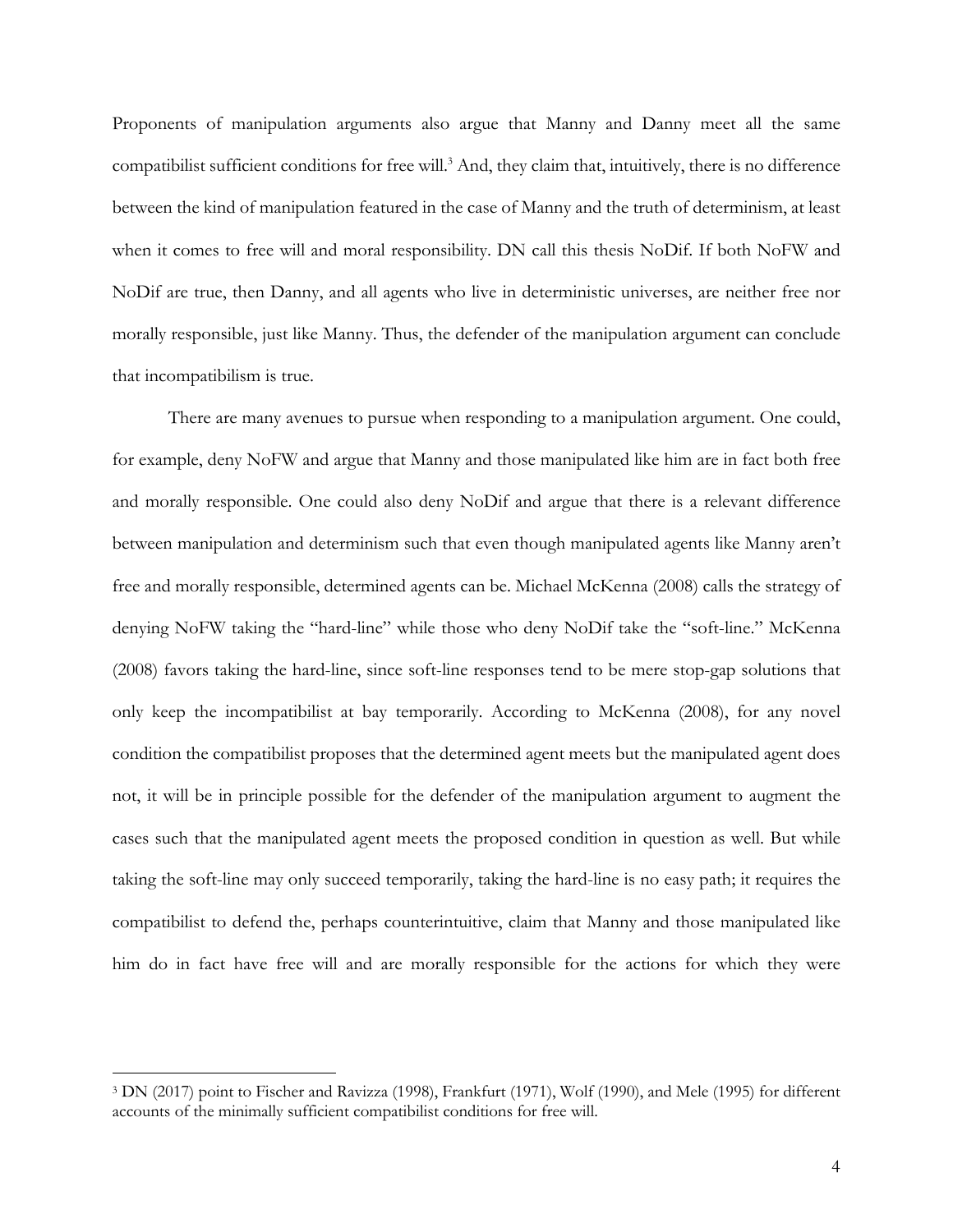Proponents of manipulation arguments also argue that Manny and Danny meet all the same compatibilist sufficient conditions for free will.[3] And, they claim that, intuitively, there is no difference between the kind of manipulation featured in the case of Manny and the truth of determinism, at least when it comes to free will and moral responsibility. DN call this thesis NoDif. If both NoFW and NoDif are true, then Danny, and all agents who live in deterministic universes, are neither free nor morally responsible, just like Manny. Thus, the defender of the manipulation argument can conclude that incompatibilism is true.

There are many avenues to pursue when responding to a manipulation argument. One could, for example, deny NoFW and argue that Manny and those manipulated like him are in fact both free and morally responsible. One could also deny NoDif and argue that there is a relevant difference between manipulation and determinism such that even though manipulated agents like Manny aren't free and morally responsible, determined agents can be. Michael McKenna (2008) calls the strategy of denying NoFW taking the "hard-line" while those who deny NoDif take the "soft-line." McKenna (2008) favors taking the hard-line, since soft-line responses tend to be mere stop-gap solutions that only keep the incompatibilist at bay temporarily. According to McKenna (2008), for any novel condition the compatibilist proposes that the determined agent meets but the manipulated agent does not, it will be in principle possible for the defender of the manipulation argument to augment the cases such that the manipulated agent meets the proposed condition in question as well. But while taking the soft-line may only succeed temporarily, taking the hard-line is no easy path; it requires the compatibilist to defend the, perhaps counterintuitive, claim that Manny and those manipulated like him do in fact have free will and are morally responsible for the actions for which they were

[3] DN (2017) point to Fischer and Ravizza (1998), Frankfurt (1971), Wolf (1990), and Mele (1995) for different accounts of the minimally sufficient compatibilist conditions for free will.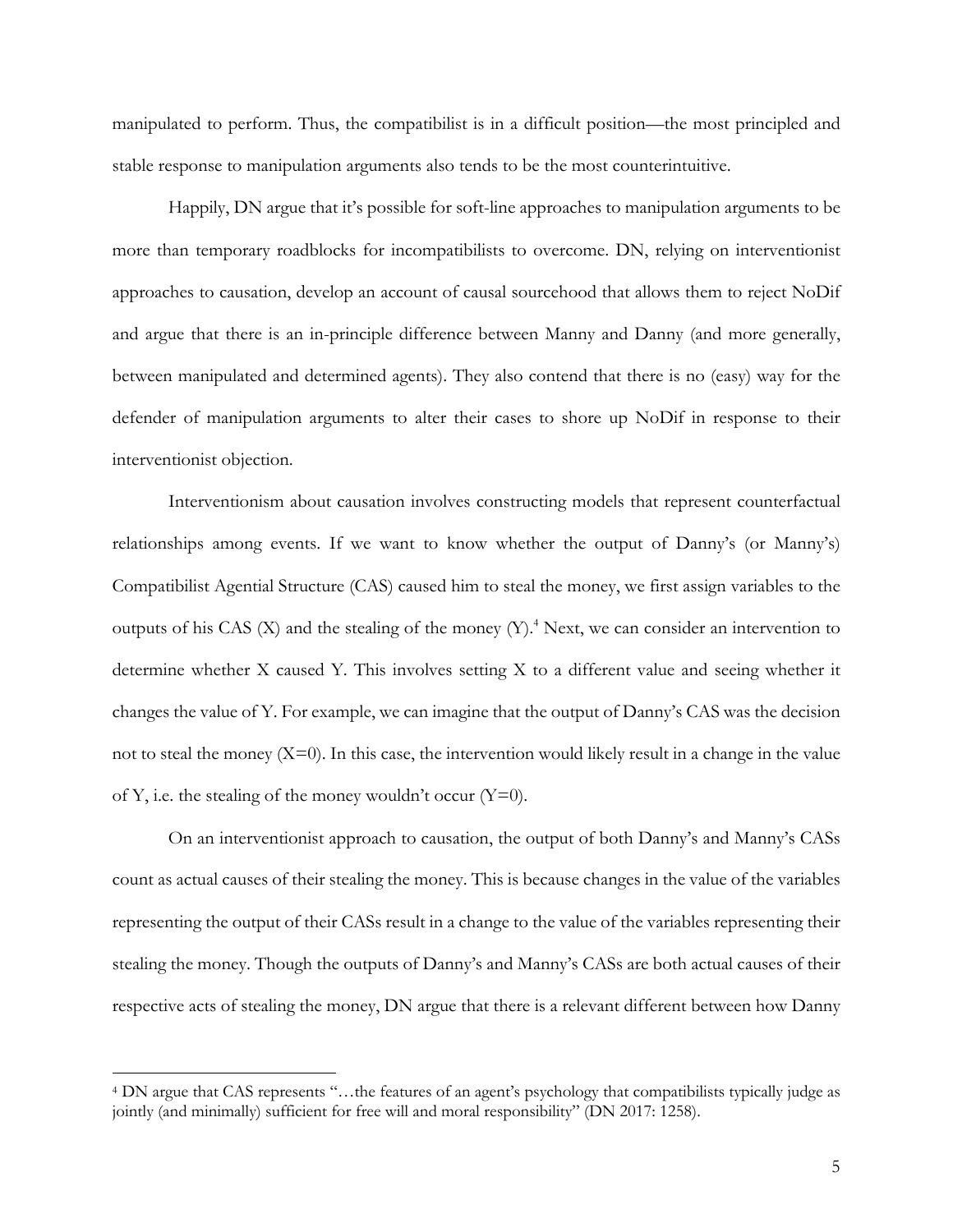manipulated to perform. Thus, the compatibilist is in a difficult position—the most principled and stable response to manipulation arguments also tends to be the most counterintuitive.

Happily, DN argue that it's possible for soft-line approaches to manipulation arguments to be more than temporary roadblocks for incompatibilists to overcome. DN, relying on interventionist approaches to causation, develop an account of causal sourcehood that allows them to reject NoDif and argue that there is an in-principle difference between Manny and Danny (and more generally, between manipulated and determined agents). They also contend that there is no (easy) way for the defender of manipulation arguments to alter their cases to shore up NoDif in response to their interventionist objection.

Interventionism about causation involves constructing models that represent counterfactual relationships among events. If we want to know whether the output of Danny's (or Manny's) Compatibilist Agential Structure (CAS) caused him to steal the money, we first assign variables to the outputs of his CAS (X) and the stealing of the money (Y).[4] Next, we can consider an intervention to determine whether X caused Y. This involves setting X to a different value and seeing whether it changes the value of Y. For example, we can imagine that the output of Danny's CAS was the decision not to steal the money (X=0). In this case, the intervention would likely result in a change in the value of Y, i.e. the stealing of the money wouldn't occur (Y=0).

On an interventionist approach to causation, the output of both Danny's and Manny's CASs count as actual causes of their stealing the money. This is because changes in the value of the variables representing the output of their CASs result in a change to the value of the variables representing their stealing the money. Though the outputs of Danny's and Manny's CASs are both actual causes of their respective acts of stealing the money, DN argue that there is a relevant different between how Danny

---

[4] DN argue that CAS represents "…the features of an agent's psychology that compatibilists typically judge as jointly (and minimally) sufficient for free will and moral responsibility" (DN 2017: 1258).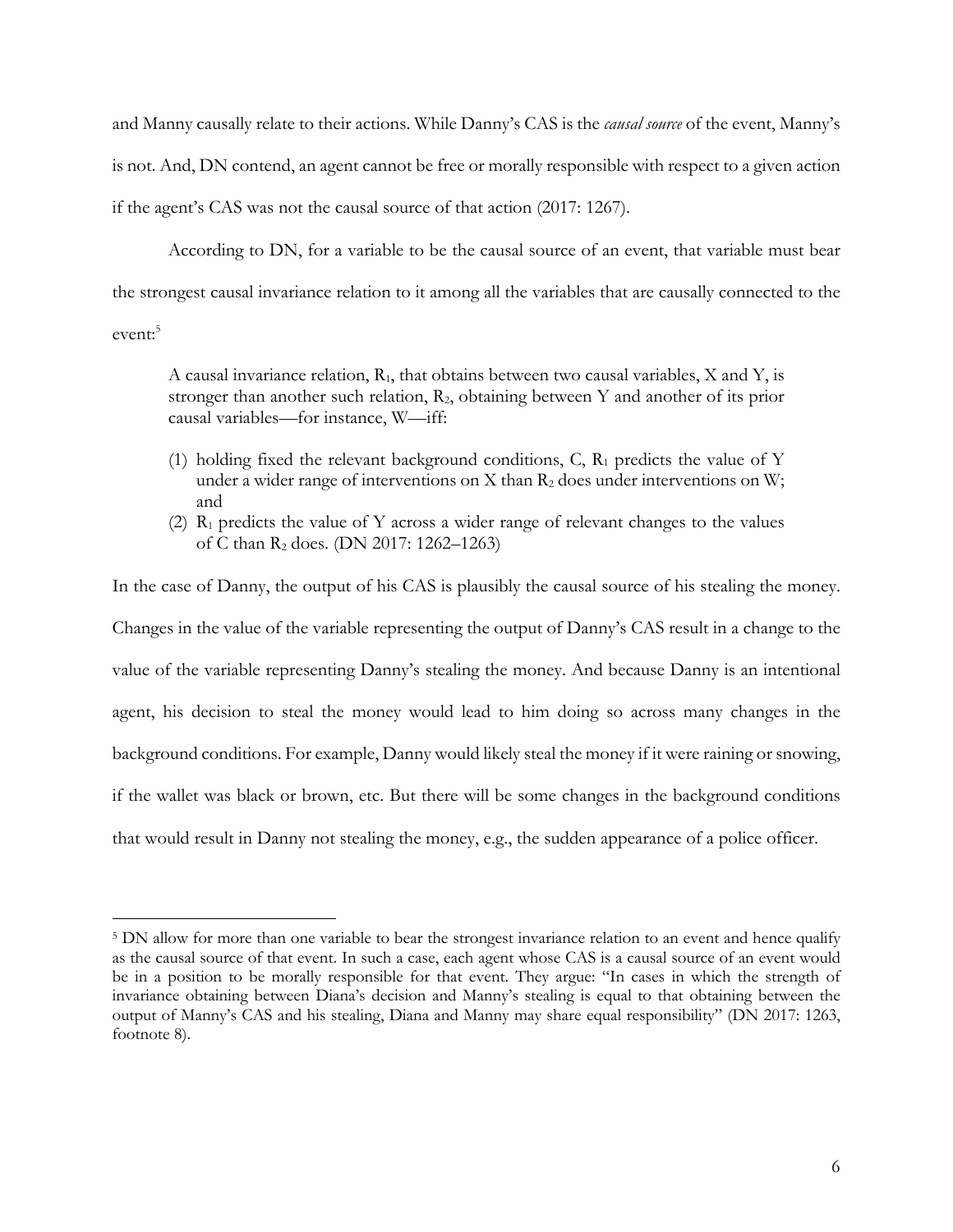and Manny causally relate to their actions. While Danny's CAS is the *causal source* of the event, Manny's is not. And, DN contend, an agent cannot be free or morally responsible with respect to a given action if the agent's CAS was not the causal source of that action (2017: 1267).

According to DN, for a variable to be the causal source of an event, that variable must bear the strongest causal invariance relation to it among all the variables that are causally connected to the event:[5]

> A causal invariance relation, $R_1$, that obtains between two causal variables, X and Y, is stronger than another such relation, $R_2$, obtaining between Y and another of its prior causal variables—for instance, W—iff:
>
> (1) holding fixed the relevant background conditions, C, $R_1$ predicts the value of Y under a wider range of interventions on X than $R_2$ does under interventions on W; and
> (2) $R_1$ predicts the value of Y across a wider range of relevant changes to the values of C than $R_2$ does. (DN 2017: 1262–1263)

In the case of Danny, the output of his CAS is plausibly the causal source of his stealing the money. Changes in the value of the variable representing the output of Danny's CAS result in a change to the value of the variable representing Danny's stealing the money. And because Danny is an intentional agent, his decision to steal the money would lead to him doing so across many changes in the background conditions. For example, Danny would likely steal the money if it were raining or snowing, if the wallet was black or brown, etc. But there will be some changes in the background conditions that would result in Danny not stealing the money, e.g., the sudden appearance of a police officer.

---

[5] DN allow for more than one variable to bear the strongest invariance relation to an event and hence qualify as the causal source of that event. In such a case, each agent whose CAS is a causal source of an event would be in a position to be morally responsible for that event. They argue: "In cases in which the strength of invariance obtaining between Diana's decision and Manny's stealing is equal to that obtaining between the output of Manny's CAS and his stealing, Diana and Manny may share equal responsibility" (DN 2017: 1263, footnote 8).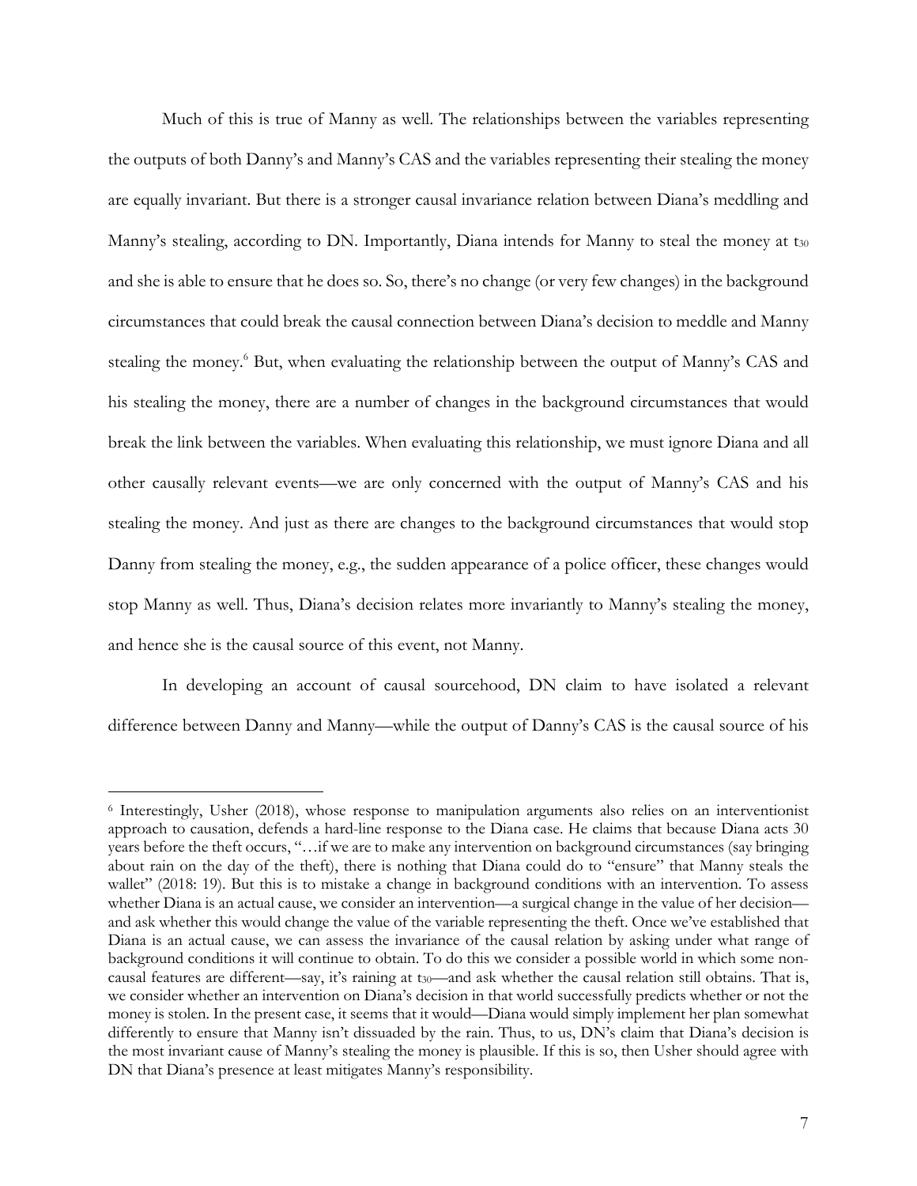Much of this is true of Manny as well. The relationships between the variables representing the outputs of both Danny's and Manny's CAS and the variables representing their stealing the money are equally invariant. But there is a stronger causal invariance relation between Diana's meddling and Manny's stealing, according to DN. Importantly, Diana intends for Manny to steal the money at $t_{30}$ and she is able to ensure that he does so. So, there's no change (or very few changes) in the background circumstances that could break the causal connection between Diana's decision to meddle and Manny stealing the money.[6] But, when evaluating the relationship between the output of Manny's CAS and his stealing the money, there are a number of changes in the background circumstances that would break the link between the variables. When evaluating this relationship, we must ignore Diana and all other causally relevant events—we are only concerned with the output of Manny's CAS and his stealing the money. And just as there are changes to the background circumstances that would stop Danny from stealing the money, e.g., the sudden appearance of a police officer, these changes would stop Manny as well. Thus, Diana's decision relates more invariantly to Manny's stealing the money, and hence she is the causal source of this event, not Manny.

In developing an account of causal sourcehood, DN claim to have isolated a relevant difference between Danny and Manny—while the output of Danny's CAS is the causal source of his

---

[6] Interestingly, Usher (2018), whose response to manipulation arguments also relies on an interventionist approach to causation, defends a hard-line response to the Diana case. He claims that because Diana acts 30 years before the theft occurs, "…if we are to make any intervention on background circumstances (say bringing about rain on the day of the theft), there is nothing that Diana could do to "ensure" that Manny steals the wallet" (2018: 19). But this is to mistake a change in background conditions with an intervention. To assess whether Diana is an actual cause, we consider an intervention—a surgical change in the value of her decision—and ask whether this would change the value of the variable representing the theft. Once we've established that Diana is an actual cause, we can assess the invariance of the causal relation by asking under what range of background conditions it will continue to obtain. To do this we consider a possible world in which some non-causal features are different—say, it's raining at $t_{30}$—and ask whether the causal relation still obtains. That is, we consider whether an intervention on Diana's decision in that world successfully predicts whether or not the money is stolen. In the present case, it seems that it would—Diana would simply implement her plan somewhat differently to ensure that Manny isn't dissuaded by the rain. Thus, to us, DN's claim that Diana's decision is the most invariant cause of Manny's stealing the money is plausible. If this is so, then Usher should agree with DN that Diana's presence at least mitigates Manny's responsibility.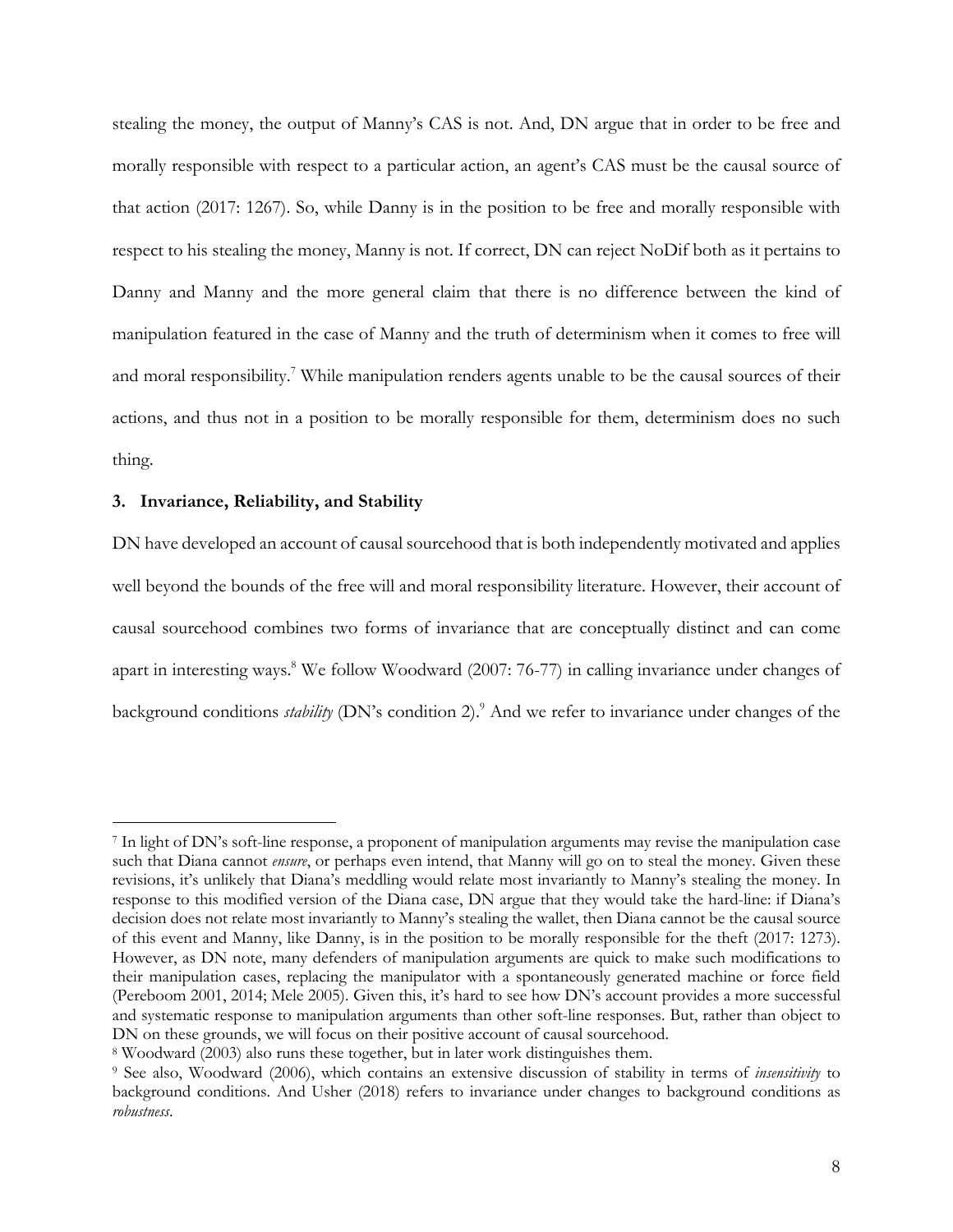stealing the money, the output of Manny's CAS is not. And, DN argue that in order to be free and morally responsible with respect to a particular action, an agent's CAS must be the causal source of that action (2017: 1267). So, while Danny is in the position to be free and morally responsible with respect to his stealing the money, Manny is not. If correct, DN can reject NoDif both as it pertains to Danny and Manny and the more general claim that there is no difference between the kind of manipulation featured in the case of Manny and the truth of determinism when it comes to free will and moral responsibility.[7] While manipulation renders agents unable to be the causal sources of their actions, and thus not in a position to be morally responsible for them, determinism does no such thing.

### 3. Invariance, Reliability, and Stability

DN have developed an account of causal sourcehood that is both independently motivated and applies well beyond the bounds of the free will and moral responsibility literature. However, their account of causal sourcehood combines two forms of invariance that are conceptually distinct and can come apart in interesting ways.[8] We follow Woodward (2007: 76-77) in calling invariance under changes of background conditions *stability* (DN's condition 2).[9] And we refer to invariance under changes of the

---

[7] In light of DN's soft-line response, a proponent of manipulation arguments may revise the manipulation case such that Diana cannot *ensure*, or perhaps even intend, that Manny will go on to steal the money. Given these revisions, it's unlikely that Diana's meddling would relate most invariantly to Manny's stealing the money. In response to this modified version of the Diana case, DN argue that they would take the hard-line: if Diana's decision does not relate most invariantly to Manny's stealing the wallet, then Diana cannot be the causal source of this event and Manny, like Danny, is in the position to be morally responsible for the theft (2017: 1273). However, as DN note, many defenders of manipulation arguments are quick to make such modifications to their manipulation cases, replacing the manipulator with a spontaneously generated machine or force field (Pereboom 2001, 2014; Mele 2005). Given this, it's hard to see how DN's account provides a more successful and systematic response to manipulation arguments than other soft-line responses. But, rather than object to DN on these grounds, we will focus on their positive account of causal sourcehood.

[8] Woodward (2003) also runs these together, but in later work distinguishes them.

[9] See also, Woodward (2006), which contains an extensive discussion of stability in terms of *insensitivity* to background conditions. And Usher (2018) refers to invariance under changes to background conditions as *robustness*.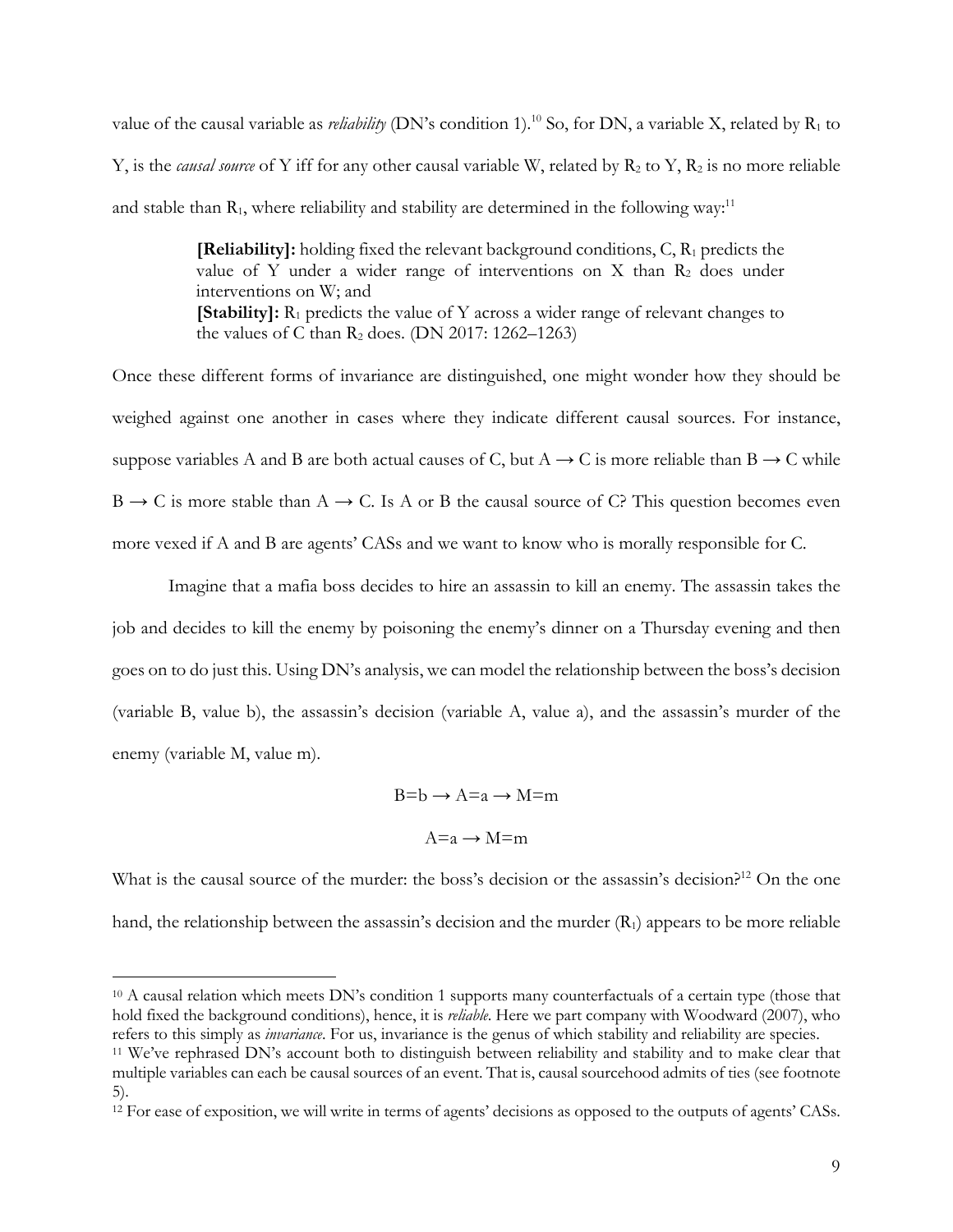value of the causal variable as *reliability* (DN's condition 1).[10] So, for DN, a variable X, related by $R_1$ to Y, is the *causal source* of Y iff for any other causal variable W, related by $R_2$ to Y, $R_2$ is no more reliable and stable than $R_1$, where reliability and stability are determined in the following way:[11]

> **[Reliability]:** holding fixed the relevant background conditions, C, $R_1$ predicts the value of Y under a wider range of interventions on X than $R_2$ does under interventions on W; and
> **[Stability]:** $R_1$ predicts the value of Y across a wider range of relevant changes to the values of C than $R_2$ does. (DN 2017: 1262–1263)

Once these different forms of invariance are distinguished, one might wonder how they should be weighed against one another in cases where they indicate different causal sources. For instance, suppose variables A and B are both actual causes of C, but $A \rightarrow C$ is more reliable than $B \rightarrow C$ while $B \rightarrow C$ is more stable than $A \rightarrow C$. Is A or B the causal source of C? This question becomes even more vexed if A and B are agents' CASs and we want to know who is morally responsible for C.

Imagine that a mafia boss decides to hire an assassin to kill an enemy. The assassin takes the job and decides to kill the enemy by poisoning the enemy's dinner on a Thursday evening and then goes on to do just this. Using DN's analysis, we can model the relationship between the boss's decision (variable B, value b), the assassin's decision (variable A, value a), and the assassin's murder of the enemy (variable M, value m).

$$B=b \rightarrow A=a \rightarrow M=m$$

$$A=a \rightarrow M=m$$

What is the causal source of the murder: the boss's decision or the assassin's decision?[12] On the one hand, the relationship between the assassin's decision and the murder ($R_1$) appears to be more reliable

---

[10] A causal relation which meets DN's condition 1 supports many counterfactuals of a certain type (those that hold fixed the background conditions), hence, it is *reliable*. Here we part company with Woodward (2007), who refers to this simply as *invariance*. For us, invariance is the genus of which stability and reliability are species.

[11] We've rephrased DN's account both to distinguish between reliability and stability and to make clear that multiple variables can each be causal sources of an event. That is, causal sourcehood admits of ties (see footnote 5).

[12] For ease of exposition, we will write in terms of agents' decisions as opposed to the outputs of agents' CASs.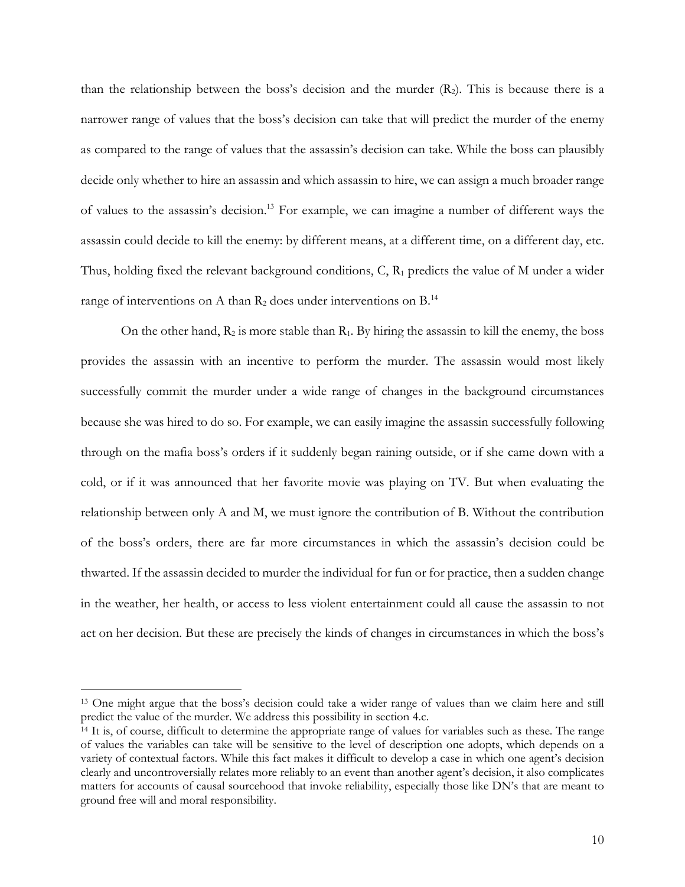than the relationship between the boss's decision and the murder ($R_2$). This is because there is a narrower range of values that the boss's decision can take that will predict the murder of the enemy as compared to the range of values that the assassin's decision can take. While the boss can plausibly decide only whether to hire an assassin and which assassin to hire, we can assign a much broader range of values to the assassin's decision.[13] For example, we can imagine a number of different ways the assassin could decide to kill the enemy: by different means, at a different time, on a different day, etc. Thus, holding fixed the relevant background conditions, C, $R_1$ predicts the value of M under a wider range of interventions on A than $R_2$ does under interventions on B.[14]

On the other hand, $R_2$ is more stable than $R_1$. By hiring the assassin to kill the enemy, the boss provides the assassin with an incentive to perform the murder. The assassin would most likely successfully commit the murder under a wide range of changes in the background circumstances because she was hired to do so. For example, we can easily imagine the assassin successfully following through on the mafia boss's orders if it suddenly began raining outside, or if she came down with a cold, or if it was announced that her favorite movie was playing on TV. But when evaluating the relationship between only A and M, we must ignore the contribution of B. Without the contribution of the boss's orders, there are far more circumstances in which the assassin's decision could be thwarted. If the assassin decided to murder the individual for fun or for practice, then a sudden change in the weather, her health, or access to less violent entertainment could all cause the assassin to not act on her decision. But these are precisely the kinds of changes in circumstances in which the boss's

---

[13] One might argue that the boss's decision could take a wider range of values than we claim here and still predict the value of the murder. We address this possibility in section 4.c.

[14] It is, of course, difficult to determine the appropriate range of values for variables such as these. The range of values the variables can take will be sensitive to the level of description one adopts, which depends on a variety of contextual factors. While this fact makes it difficult to develop a case in which one agent's decision clearly and uncontroversially relates more reliably to an event than another agent's decision, it also complicates matters for accounts of causal sourcehood that invoke reliability, especially those like DN's that are meant to ground free will and moral responsibility.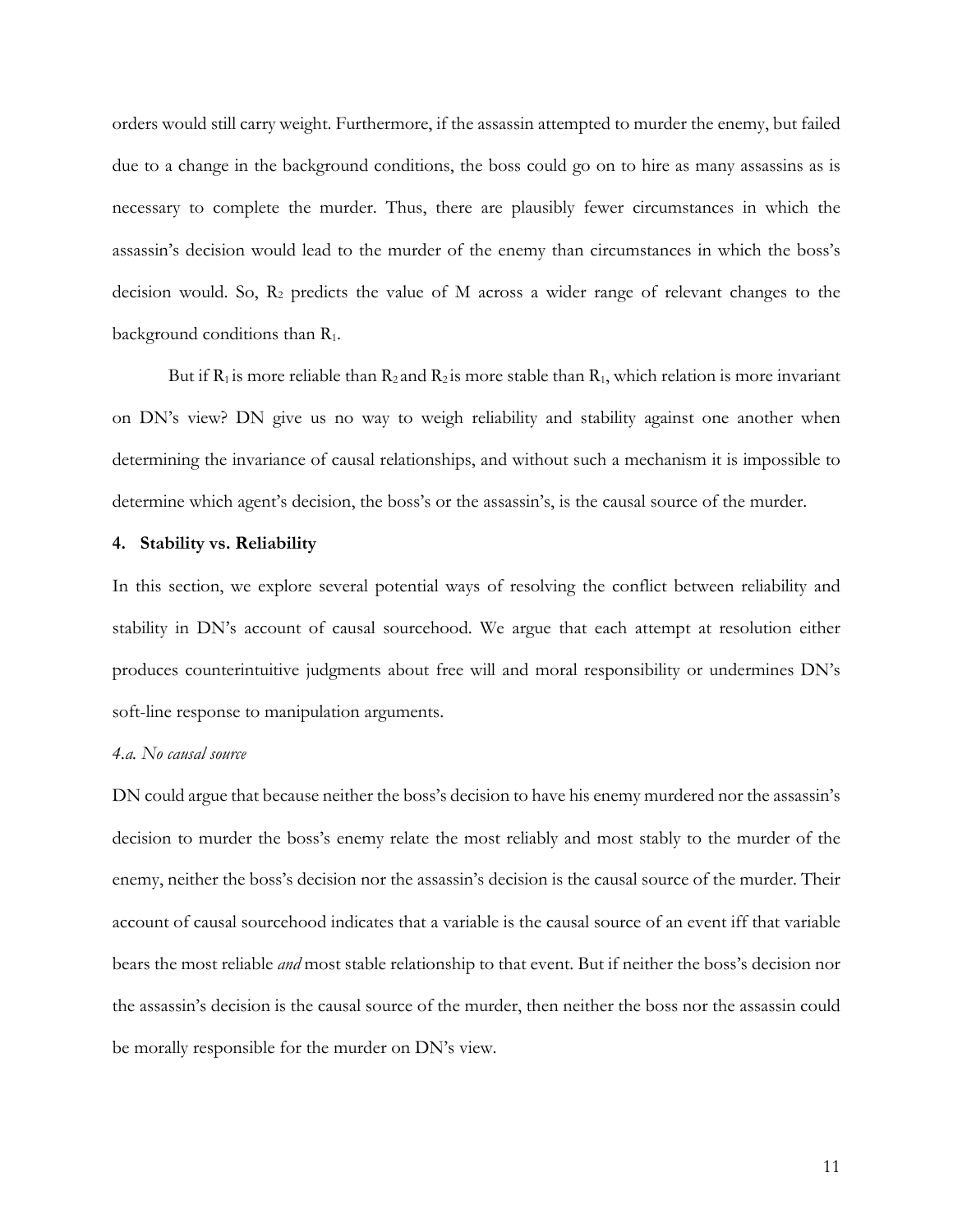orders would still carry weight. Furthermore, if the assassin attempted to murder the enemy, but failed due to a change in the background conditions, the boss could go on to hire as many assassins as is necessary to complete the murder. Thus, there are plausibly fewer circumstances in which the assassin's decision would lead to the murder of the enemy than circumstances in which the boss's decision would. So, $R_2$ predicts the value of M across a wider range of relevant changes to the background conditions than $R_1$.

But if $R_1$ is more reliable than $R_2$ and $R_2$ is more stable than $R_1$, which relation is more invariant on DN's view? DN give us no way to weigh reliability and stability against one another when determining the invariance of causal relationships, and without such a mechanism it is impossible to determine which agent's decision, the boss's or the assassin's, is the causal source of the murder.

## 4. Stability vs. Reliability

In this section, we explore several potential ways of resolving the conflict between reliability and stability in DN's account of causal sourcehood. We argue that each attempt at resolution either produces counterintuitive judgments about free will and moral responsibility or undermines DN's soft-line response to manipulation arguments.

### *4.a. No causal source*

DN could argue that because neither the boss's decision to have his enemy murdered nor the assassin's decision to murder the boss's enemy relate the most reliably and most stably to the murder of the enemy, neither the boss's decision nor the assassin's decision is the causal source of the murder. Their account of causal sourcehood indicates that a variable is the causal source of an event iff that variable bears the most reliable *and* most stable relationship to that event. But if neither the boss's decision nor the assassin's decision is the causal source of the murder, then neither the boss nor the assassin could be morally responsible for the murder on DN's view.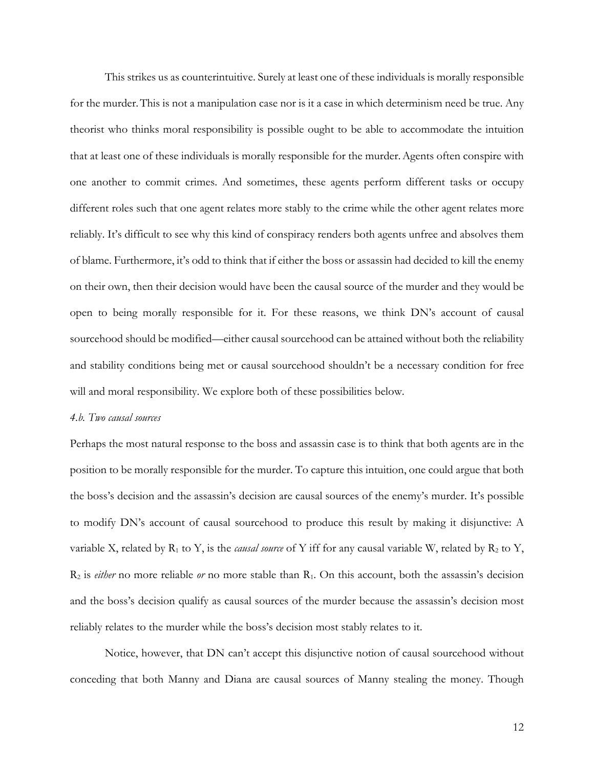This strikes us as counterintuitive. Surely at least one of these individuals is morally responsible for the murder. This is not a manipulation case nor is it a case in which determinism need be true. Any theorist who thinks moral responsibility is possible ought to be able to accommodate the intuition that at least one of these individuals is morally responsible for the murder. Agents often conspire with one another to commit crimes. And sometimes, these agents perform different tasks or occupy different roles such that one agent relates more stably to the crime while the other agent relates more reliably. It's difficult to see why this kind of conspiracy renders both agents unfree and absolves them of blame. Furthermore, it's odd to think that if either the boss or assassin had decided to kill the enemy on their own, then their decision would have been the causal source of the murder and they would be open to being morally responsible for it. For these reasons, we think DN's account of causal sourcehood should be modified—either causal sourcehood can be attained without both the reliability and stability conditions being met or causal sourcehood shouldn't be a necessary condition for free will and moral responsibility. We explore both of these possibilities below.

*4.b. Two causal sources*

Perhaps the most natural response to the boss and assassin case is to think that both agents are in the position to be morally responsible for the murder. To capture this intuition, one could argue that both the boss's decision and the assassin's decision are causal sources of the enemy's murder. It's possible to modify DN's account of causal sourcehood to produce this result by making it disjunctive: A variable X, related by $R_1$ to Y, is the *causal source* of Y iff for any causal variable W, related by $R_2$ to Y, $R_2$ is *either* no more reliable *or* no more stable than $R_1$. On this account, both the assassin's decision and the boss's decision qualify as causal sources of the murder because the assassin's decision most reliably relates to the murder while the boss's decision most stably relates to it.

Notice, however, that DN can't accept this disjunctive notion of causal sourcehood without conceding that both Manny and Diana are causal sources of Manny stealing the money. Though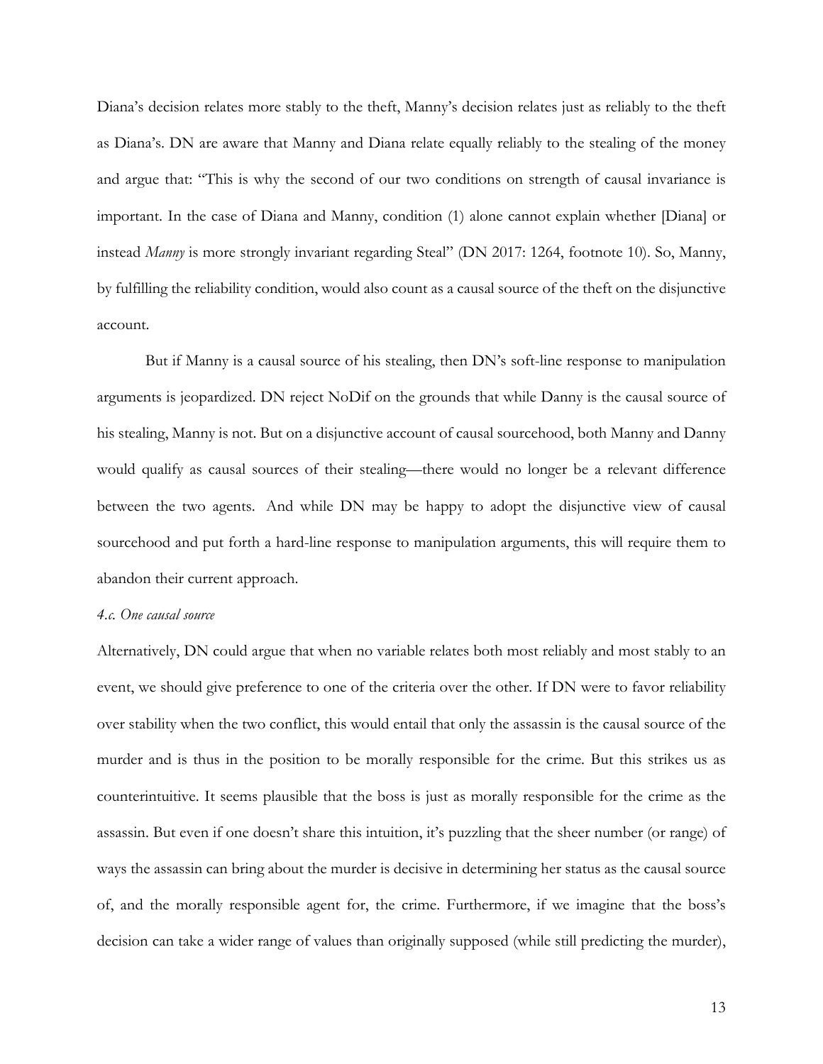Diana's decision relates more stably to the theft, Manny's decision relates just as reliably to the theft as Diana's. DN are aware that Manny and Diana relate equally reliably to the stealing of the money and argue that: "This is why the second of our two conditions on strength of causal invariance is important. In the case of Diana and Manny, condition (1) alone cannot explain whether [Diana] or instead *Manny* is more strongly invariant regarding Steal" (DN 2017: 1264, footnote 10). So, Manny, by fulfilling the reliability condition, would also count as a causal source of the theft on the disjunctive account.

But if Manny is a causal source of his stealing, then DN's soft-line response to manipulation arguments is jeopardized. DN reject NoDif on the grounds that while Danny is the causal source of his stealing, Manny is not. But on a disjunctive account of causal sourcehood, both Manny and Danny would qualify as causal sources of their stealing—there would no longer be a relevant difference between the two agents. And while DN may be happy to adopt the disjunctive view of causal sourcehood and put forth a hard-line response to manipulation arguments, this will require them to abandon their current approach.

*4.c. One causal source*

Alternatively, DN could argue that when no variable relates both most reliably and most stably to an event, we should give preference to one of the criteria over the other. If DN were to favor reliability over stability when the two conflict, this would entail that only the assassin is the causal source of the murder and is thus in the position to be morally responsible for the crime. But this strikes us as counterintuitive. It seems plausible that the boss is just as morally responsible for the crime as the assassin. But even if one doesn't share this intuition, it's puzzling that the sheer number (or range) of ways the assassin can bring about the murder is decisive in determining her status as the causal source of, and the morally responsible agent for, the crime. Furthermore, if we imagine that the boss's decision can take a wider range of values than originally supposed (while still predicting the murder),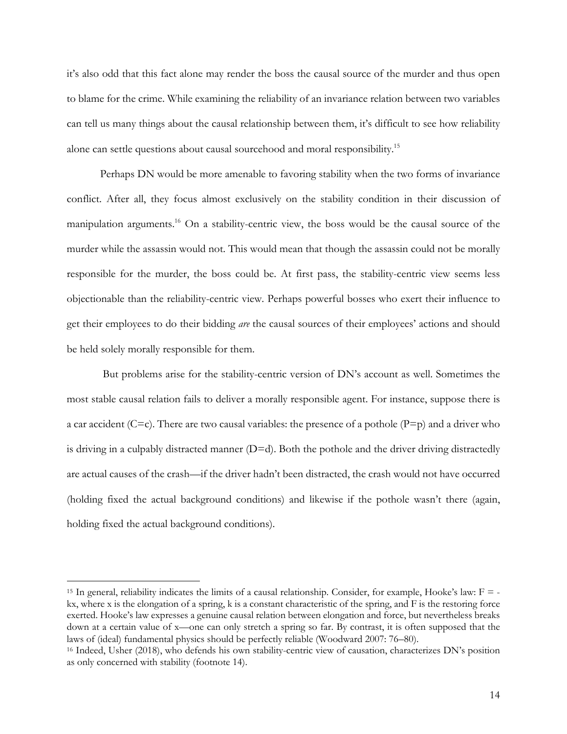it's also odd that this fact alone may render the boss the causal source of the murder and thus open to blame for the crime. While examining the reliability of an invariance relation between two variables can tell us many things about the causal relationship between them, it's difficult to see how reliability alone can settle questions about causal sourcehood and moral responsibility.[15]

Perhaps DN would be more amenable to favoring stability when the two forms of invariance conflict. After all, they focus almost exclusively on the stability condition in their discussion of manipulation arguments.[16] On a stability-centric view, the boss would be the causal source of the murder while the assassin would not. This would mean that though the assassin could not be morally responsible for the murder, the boss could be. At first pass, the stability-centric view seems less objectionable than the reliability-centric view. Perhaps powerful bosses who exert their influence to get their employees to do their bidding *are* the causal sources of their employees' actions and should be held solely morally responsible for them.

But problems arise for the stability-centric version of DN's account as well. Sometimes the most stable causal relation fails to deliver a morally responsible agent. For instance, suppose there is a car accident (C=c). There are two causal variables: the presence of a pothole (P=p) and a driver who is driving in a culpably distracted manner (D=d). Both the pothole and the driver driving distractedly are actual causes of the crash—if the driver hadn't been distracted, the crash would not have occurred (holding fixed the actual background conditions) and likewise if the pothole wasn't there (again, holding fixed the actual background conditions).

---

[15] In general, reliability indicates the limits of a causal relationship. Consider, for example, Hooke's law: $F = -kx$, where x is the elongation of a spring, k is a constant characteristic of the spring, and F is the restoring force exerted. Hooke's law expresses a genuine causal relation between elongation and force, but nevertheless breaks down at a certain value of x—one can only stretch a spring so far. By contrast, it is often supposed that the laws of (ideal) fundamental physics should be perfectly reliable (Woodward 2007: 76–80).

[16] Indeed, Usher (2018), who defends his own stability-centric view of causation, characterizes DN's position as only concerned with stability (footnote 14).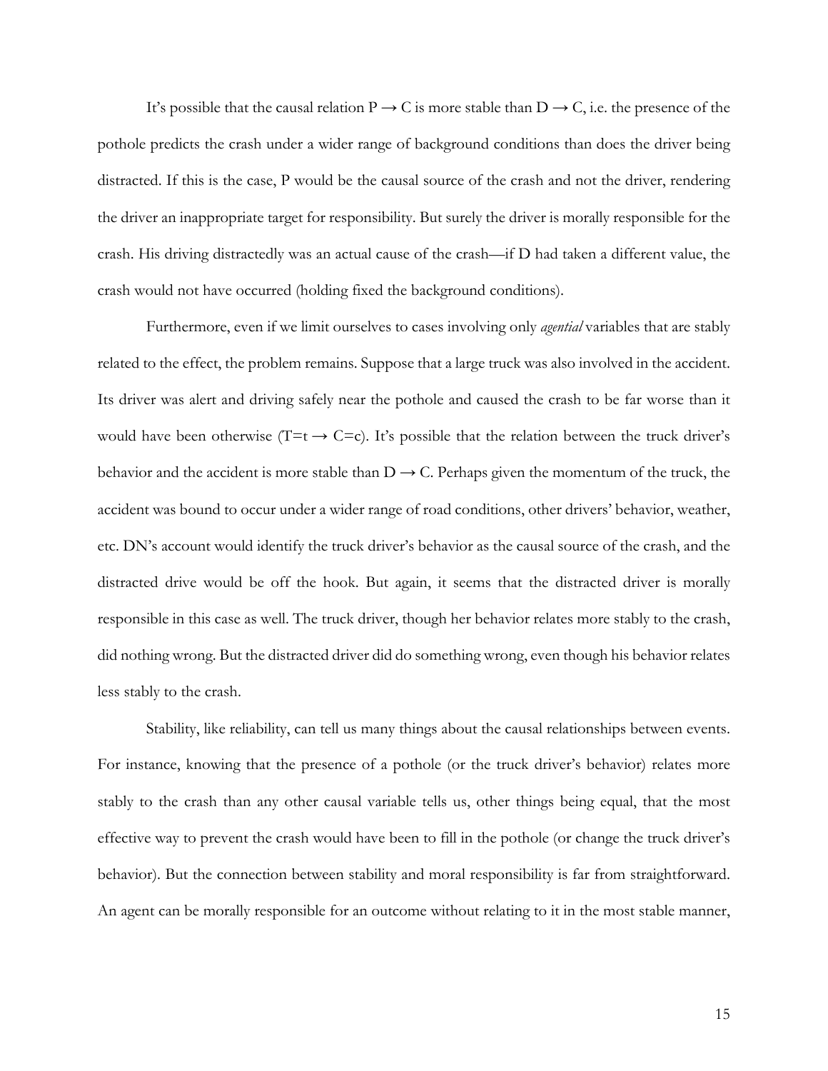It’s possible that the causal relation $P \rightarrow C$ is more stable than $D \rightarrow C$, i.e. the presence of the pothole predicts the crash under a wider range of background conditions than does the driver being distracted. If this is the case, P would be the causal source of the crash and not the driver, rendering the driver an inappropriate target for responsibility. But surely the driver is morally responsible for the crash. His driving distractedly was an actual cause of the crash—if D had taken a different value, the crash would not have occurred (holding fixed the background conditions).

Furthermore, even if we limit ourselves to cases involving only *agential* variables that are stably related to the effect, the problem remains. Suppose that a large truck was also involved in the accident. Its driver was alert and driving safely near the pothole and caused the crash to be far worse than it would have been otherwise ($T=t \rightarrow C=c$). It’s possible that the relation between the truck driver’s behavior and the accident is more stable than $D \rightarrow C$. Perhaps given the momentum of the truck, the accident was bound to occur under a wider range of road conditions, other drivers’ behavior, weather, etc. DN’s account would identify the truck driver’s behavior as the causal source of the crash, and the distracted drive would be off the hook. But again, it seems that the distracted driver is morally responsible in this case as well. The truck driver, though her behavior relates more stably to the crash, did nothing wrong. But the distracted driver did do something wrong, even though his behavior relates less stably to the crash.

Stability, like reliability, can tell us many things about the causal relationships between events. For instance, knowing that the presence of a pothole (or the truck driver’s behavior) relates more stably to the crash than any other causal variable tells us, other things being equal, that the most effective way to prevent the crash would have been to fill in the pothole (or change the truck driver’s behavior). But the connection between stability and moral responsibility is far from straightforward. An agent can be morally responsible for an outcome without relating to it in the most stable manner,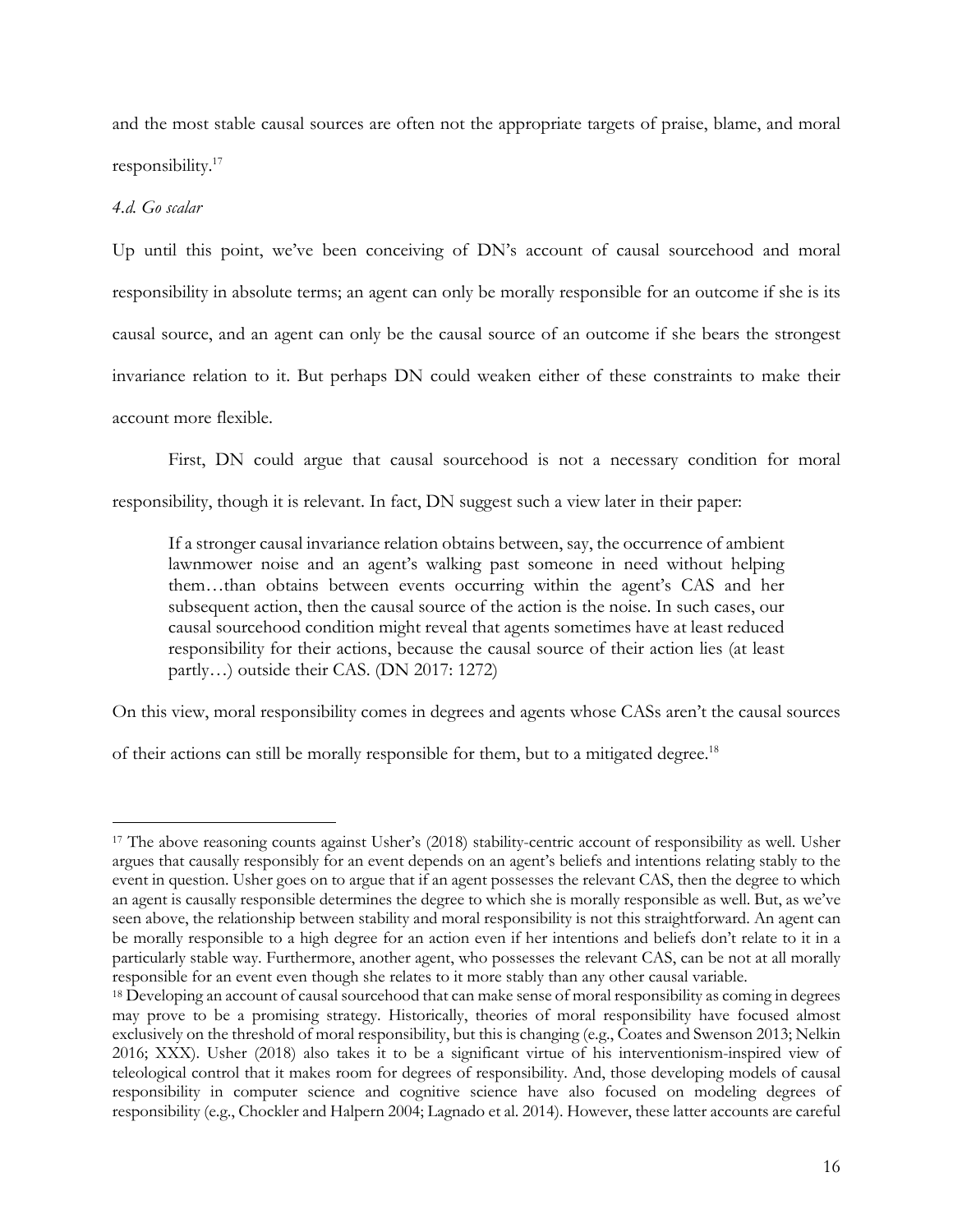and the most stable causal sources are often not the appropriate targets of praise, blame, and moral responsibility.[17]

*4.d. Go scalar*

Up until this point, we've been conceiving of DN's account of causal sourcehood and moral responsibility in absolute terms; an agent can only be morally responsible for an outcome if she is its causal source, and an agent can only be the causal source of an outcome if she bears the strongest invariance relation to it. But perhaps DN could weaken either of these constraints to make their account more flexible.

First, DN could argue that causal sourcehood is not a necessary condition for moral responsibility, though it is relevant. In fact, DN suggest such a view later in their paper:

> If a stronger causal invariance relation obtains between, say, the occurrence of ambient lawnmower noise and an agent's walking past someone in need without helping them…than obtains between events occurring within the agent's CAS and her subsequent action, then the causal source of the action is the noise. In such cases, our causal sourcehood condition might reveal that agents sometimes have at least reduced responsibility for their actions, because the causal source of their action lies (at least partly…) outside their CAS. (DN 2017: 1272)

On this view, moral responsibility comes in degrees and agents whose CASs aren't the causal sources of their actions can still be morally responsible for them, but to a mitigated degree.[18]

---

[17] The above reasoning counts against Usher's (2018) stability-centric account of responsibility as well. Usher argues that causally responsibly for an event depends on an agent's beliefs and intentions relating stably to the event in question. Usher goes on to argue that if an agent possesses the relevant CAS, then the degree to which an agent is causally responsible determines the degree to which she is morally responsible as well. But, as we've seen above, the relationship between stability and moral responsibility is not this straightforward. An agent can be morally responsible to a high degree for an action even if her intentions and beliefs don't relate to it in a particularly stable way. Furthermore, another agent, who possesses the relevant CAS, can be not at all morally responsible for an event even though she relates to it more stably than any other causal variable.

[18] Developing an account of causal sourcehood that can make sense of moral responsibility as coming in degrees may prove to be a promising strategy. Historically, theories of moral responsibility have focused almost exclusively on the threshold of moral responsibility, but this is changing (e.g., Coates and Swenson 2013; Nelkin 2016; XXX). Usher (2018) also takes it to be a significant virtue of his interventionism-inspired view of teleological control that it makes room for degrees of responsibility. And, those developing models of causal responsibility in computer science and cognitive science have also focused on modeling degrees of responsibility (e.g., Chockler and Halpern 2004; Lagnado et al. 2014). However, these latter accounts are careful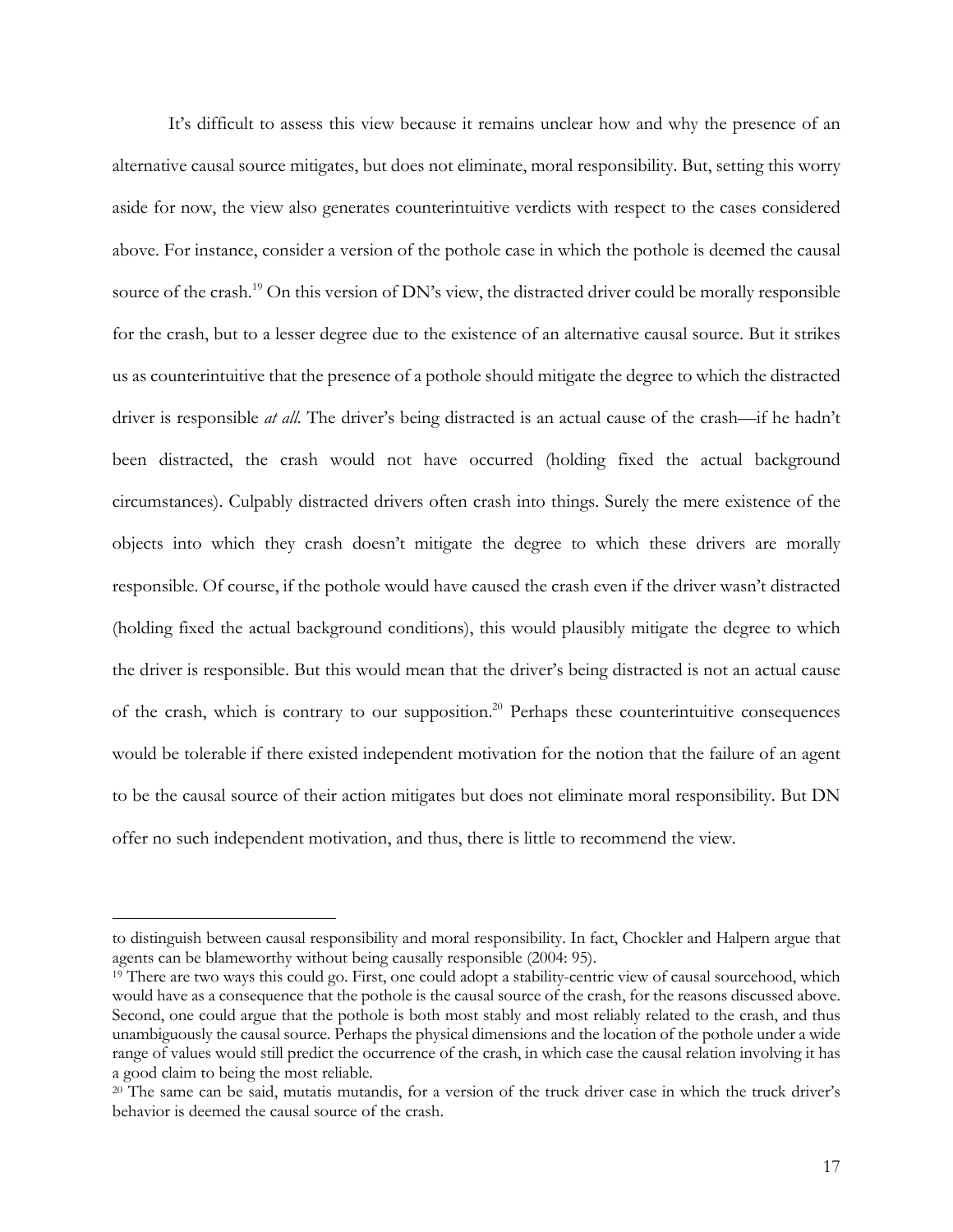It's difficult to assess this view because it remains unclear how and why the presence of an alternative causal source mitigates, but does not eliminate, moral responsibility. But, setting this worry aside for now, the view also generates counterintuitive verdicts with respect to the cases considered above. For instance, consider a version of the pothole case in which the pothole is deemed the causal source of the crash.[19] On this version of DN's view, the distracted driver could be morally responsible for the crash, but to a lesser degree due to the existence of an alternative causal source. But it strikes us as counterintuitive that the presence of a pothole should mitigate the degree to which the distracted driver is responsible *at all*. The driver's being distracted is an actual cause of the crash—if he hadn't been distracted, the crash would not have occurred (holding fixed the actual background circumstances). Culpably distracted drivers often crash into things. Surely the mere existence of the objects into which they crash doesn't mitigate the degree to which these drivers are morally responsible. Of course, if the pothole would have caused the crash even if the driver wasn't distracted (holding fixed the actual background conditions), this would plausibly mitigate the degree to which the driver is responsible. But this would mean that the driver's being distracted is not an actual cause of the crash, which is contrary to our supposition.[20] Perhaps these counterintuitive consequences would be tolerable if there existed independent motivation for the notion that the failure of an agent to be the causal source of their action mitigates but does not eliminate moral responsibility. But DN offer no such independent motivation, and thus, there is little to recommend the view.

---

to distinguish between causal responsibility and moral responsibility. In fact, Chockler and Halpern argue that agents can be blameworthy without being causally responsible (2004: 95).

[19] There are two ways this could go. First, one could adopt a stability-centric view of causal sourcehood, which would have as a consequence that the pothole is the causal source of the crash, for the reasons discussed above. Second, one could argue that the pothole is both most stably and most reliably related to the crash, and thus unambiguously the causal source. Perhaps the physical dimensions and the location of the pothole under a wide range of values would still predict the occurrence of the crash, in which case the causal relation involving it has a good claim to being the most reliable.

[20] The same can be said, mutatis mutandis, for a version of the truck driver case in which the truck driver's behavior is deemed the causal source of the crash.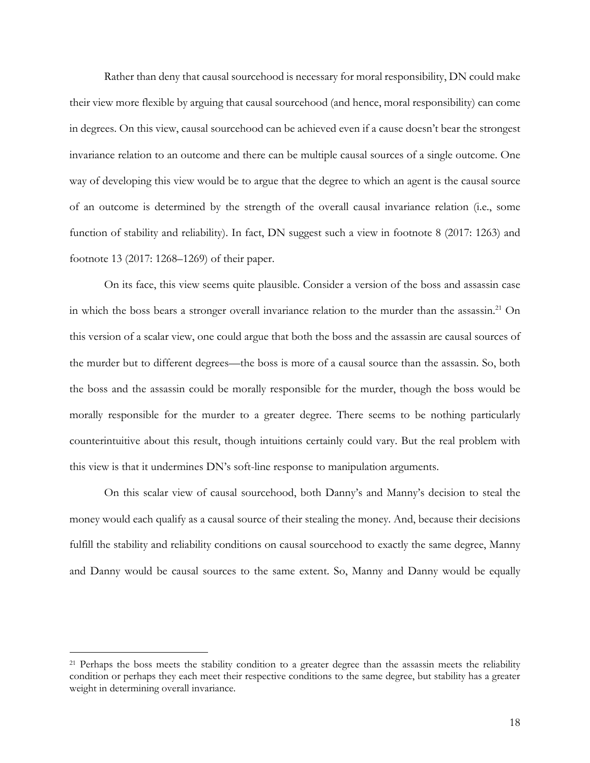Rather than deny that causal sourcehood is necessary for moral responsibility, DN could make their view more flexible by arguing that causal sourcehood (and hence, moral responsibility) can come in degrees. On this view, causal sourcehood can be achieved even if a cause doesn't bear the strongest invariance relation to an outcome and there can be multiple causal sources of a single outcome. One way of developing this view would be to argue that the degree to which an agent is the causal source of an outcome is determined by the strength of the overall causal invariance relation (i.e., some function of stability and reliability). In fact, DN suggest such a view in footnote 8 (2017: 1263) and footnote 13 (2017: 1268–1269) of their paper.

On its face, this view seems quite plausible. Consider a version of the boss and assassin case in which the boss bears a stronger overall invariance relation to the murder than the assassin.[21] On this version of a scalar view, one could argue that both the boss and the assassin are causal sources of the murder but to different degrees—the boss is more of a causal source than the assassin. So, both the boss and the assassin could be morally responsible for the murder, though the boss would be morally responsible for the murder to a greater degree. There seems to be nothing particularly counterintuitive about this result, though intuitions certainly could vary. But the real problem with this view is that it undermines DN's soft-line response to manipulation arguments.

On this scalar view of causal sourcehood, both Danny's and Manny's decision to steal the money would each qualify as a causal source of their stealing the money. And, because their decisions fulfill the stability and reliability conditions on causal sourcehood to exactly the same degree, Manny and Danny would be causal sources to the same extent. So, Manny and Danny would be equally

[21] Perhaps the boss meets the stability condition to a greater degree than the assassin meets the reliability condition or perhaps they each meet their respective conditions to the same degree, but stability has a greater weight in determining overall invariance.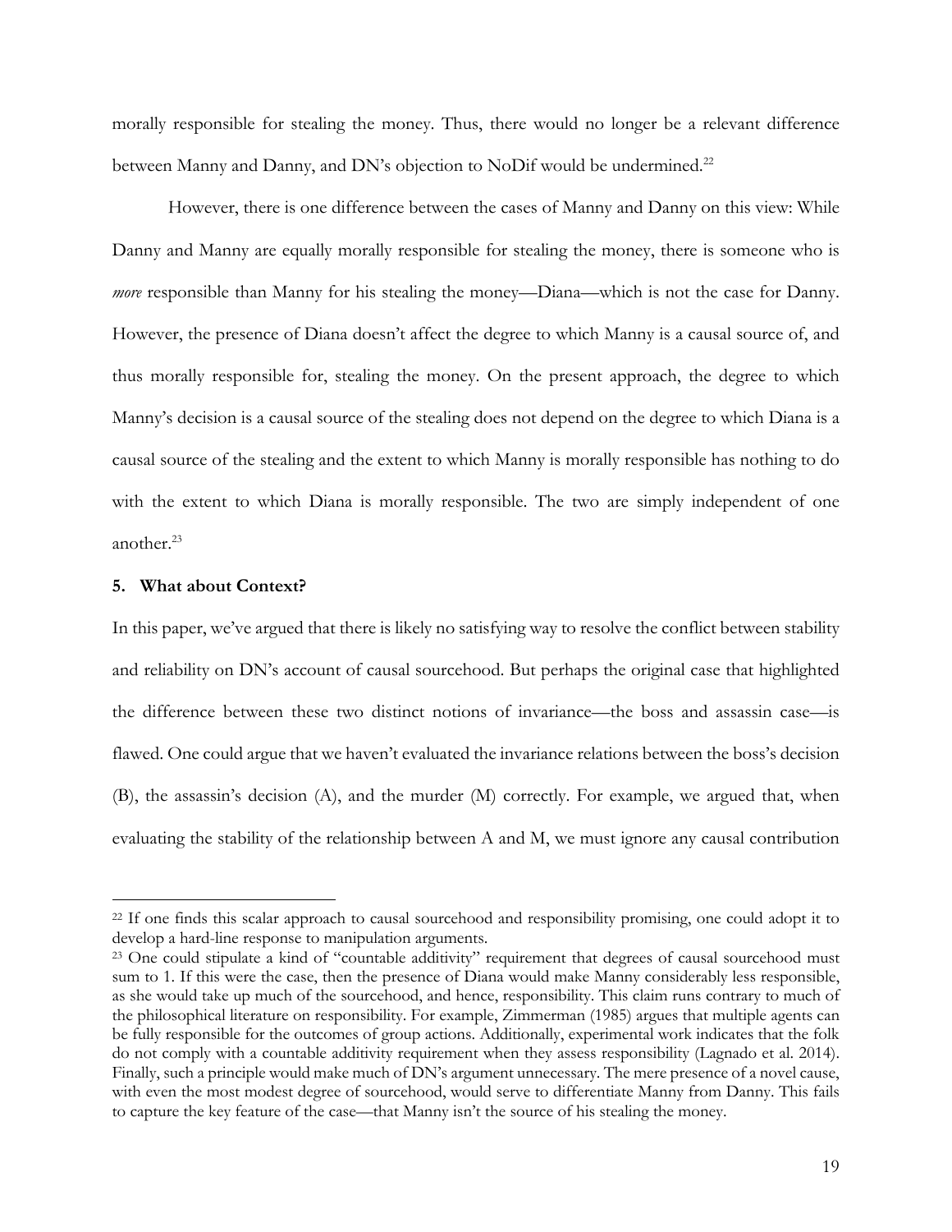morally responsible for stealing the money. Thus, there would no longer be a relevant difference between Manny and Danny, and DN's objection to NoDif would be undermined.[22]

However, there is one difference between the cases of Manny and Danny on this view: While Danny and Manny are equally morally responsible for stealing the money, there is someone who is *more* responsible than Manny for his stealing the money—Diana—which is not the case for Danny. However, the presence of Diana doesn't affect the degree to which Manny is a causal source of, and thus morally responsible for, stealing the money. On the present approach, the degree to which Manny's decision is a causal source of the stealing does not depend on the degree to which Diana is a causal source of the stealing and the extent to which Manny is morally responsible has nothing to do with the extent to which Diana is morally responsible. The two are simply independent of one another.[23]

## 5. What about Context?

In this paper, we've argued that there is likely no satisfying way to resolve the conflict between stability and reliability on DN's account of causal sourcehood. But perhaps the original case that highlighted the difference between these two distinct notions of invariance—the boss and assassin case—is flawed. One could argue that we haven't evaluated the invariance relations between the boss's decision (B), the assassin's decision (A), and the murder (M) correctly. For example, we argued that, when evaluating the stability of the relationship between A and M, we must ignore any causal contribution

---

[22] If one finds this scalar approach to causal sourcehood and responsibility promising, one could adopt it to develop a hard-line response to manipulation arguments.

[23] One could stipulate a kind of "countable additivity" requirement that degrees of causal sourcehood must sum to 1. If this were the case, then the presence of Diana would make Manny considerably less responsible, as she would take up much of the sourcehood, and hence, responsibility. This claim runs contrary to much of the philosophical literature on responsibility. For example, Zimmerman (1985) argues that multiple agents can be fully responsible for the outcomes of group actions. Additionally, experimental work indicates that the folk do not comply with a countable additivity requirement when they assess responsibility (Lagnado et al. 2014). Finally, such a principle would make much of DN's argument unnecessary. The mere presence of a novel cause, with even the most modest degree of sourcehood, would serve to differentiate Manny from Danny. This fails to capture the key feature of the case—that Manny isn't the source of his stealing the money.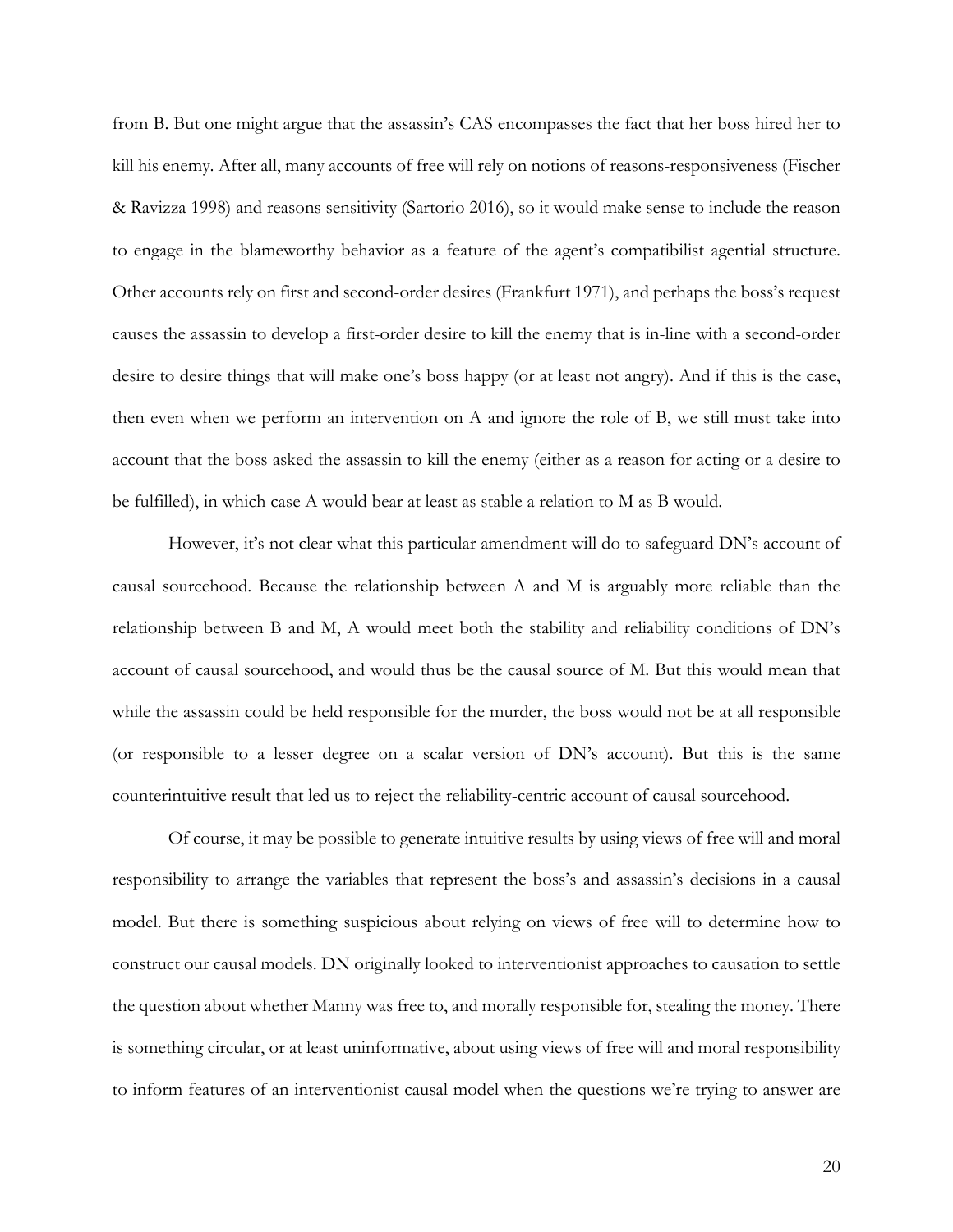from B. But one might argue that the assassin's CAS encompasses the fact that her boss hired her to kill his enemy. After all, many accounts of free will rely on notions of reasons-responsiveness (Fischer & Ravizza 1998) and reasons sensitivity (Sartorio 2016), so it would make sense to include the reason to engage in the blameworthy behavior as a feature of the agent's compatibilist agential structure. Other accounts rely on first and second-order desires (Frankfurt 1971), and perhaps the boss's request causes the assassin to develop a first-order desire to kill the enemy that is in-line with a second-order desire to desire things that will make one's boss happy (or at least not angry). And if this is the case, then even when we perform an intervention on A and ignore the role of B, we still must take into account that the boss asked the assassin to kill the enemy (either as a reason for acting or a desire to be fulfilled), in which case A would bear at least as stable a relation to M as B would.

However, it's not clear what this particular amendment will do to safeguard DN's account of causal sourcehood. Because the relationship between A and M is arguably more reliable than the relationship between B and M, A would meet both the stability and reliability conditions of DN's account of causal sourcehood, and would thus be the causal source of M. But this would mean that while the assassin could be held responsible for the murder, the boss would not be at all responsible (or responsible to a lesser degree on a scalar version of DN's account). But this is the same counterintuitive result that led us to reject the reliability-centric account of causal sourcehood.

Of course, it may be possible to generate intuitive results by using views of free will and moral responsibility to arrange the variables that represent the boss's and assassin's decisions in a causal model. But there is something suspicious about relying on views of free will to determine how to construct our causal models. DN originally looked to interventionist approaches to causation to settle the question about whether Manny was free to, and morally responsible for, stealing the money. There is something circular, or at least uninformative, about using views of free will and moral responsibility to inform features of an interventionist causal model when the questions we're trying to answer are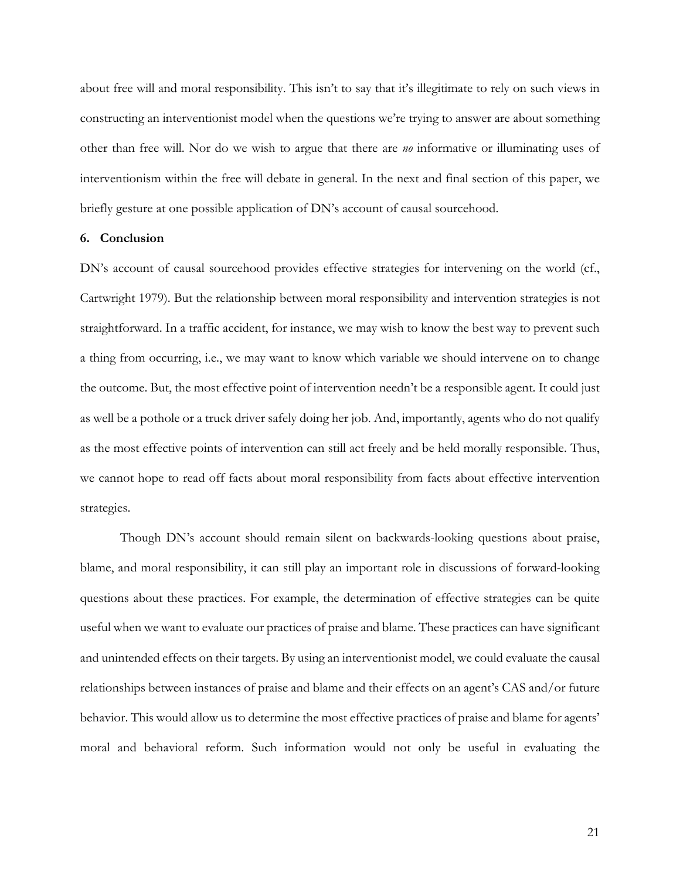about free will and moral responsibility. This isn't to say that it's illegitimate to rely on such views in constructing an interventionist model when the questions we're trying to answer are about something other than free will. Nor do we wish to argue that there are *no* informative or illuminating uses of interventionism within the free will debate in general. In the next and final section of this paper, we briefly gesture at one possible application of DN's account of causal sourcehood.

## 6. Conclusion

DN's account of causal sourcehood provides effective strategies for intervening on the world (cf., Cartwright 1979). But the relationship between moral responsibility and intervention strategies is not straightforward. In a traffic accident, for instance, we may wish to know the best way to prevent such a thing from occurring, i.e., we may want to know which variable we should intervene on to change the outcome. But, the most effective point of intervention needn't be a responsible agent. It could just as well be a pothole or a truck driver safely doing her job. And, importantly, agents who do not qualify as the most effective points of intervention can still act freely and be held morally responsible. Thus, we cannot hope to read off facts about moral responsibility from facts about effective intervention strategies.

Though DN's account should remain silent on backwards-looking questions about praise, blame, and moral responsibility, it can still play an important role in discussions of forward-looking questions about these practices. For example, the determination of effective strategies can be quite useful when we want to evaluate our practices of praise and blame. These practices can have significant and unintended effects on their targets. By using an interventionist model, we could evaluate the causal relationships between instances of praise and blame and their effects on an agent's CAS and/or future behavior. This would allow us to determine the most effective practices of praise and blame for agents' moral and behavioral reform. Such information would not only be useful in evaluating the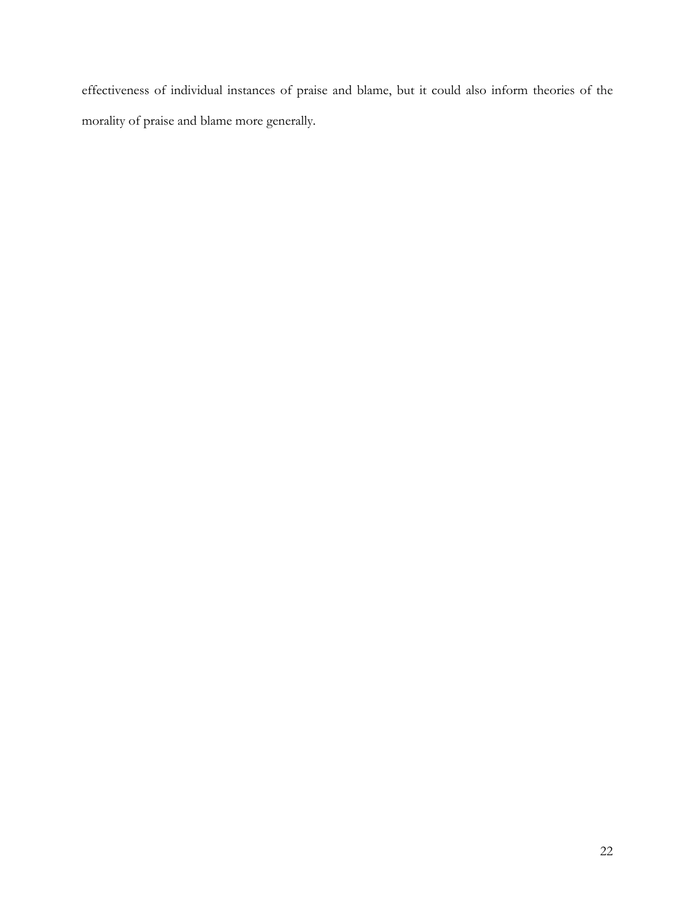effectiveness of individual instances of praise and blame, but it could also inform theories of the morality of praise and blame more generally.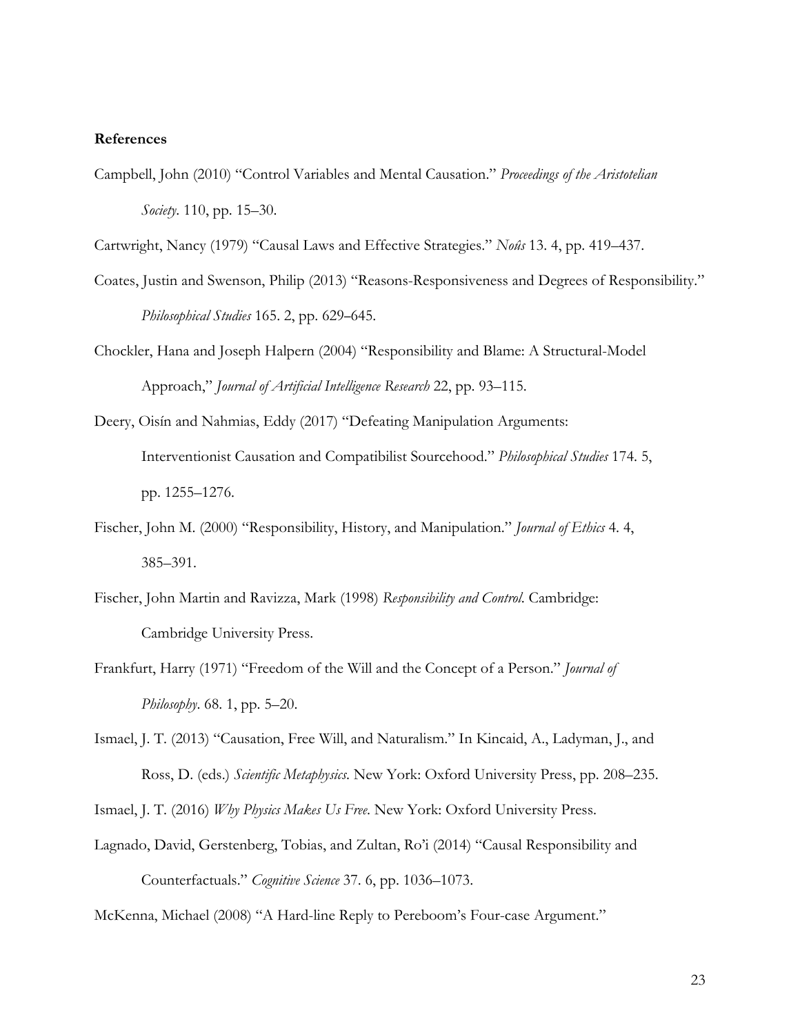**References**

Campbell, John (2010) "Control Variables and Mental Causation." *Proceedings of the Aristotelian Society*. 110, pp. 15–30.

Cartwright, Nancy (1979) "Causal Laws and Effective Strategies." *Noûs* 13. 4, pp. 419–437.

Coates, Justin and Swenson, Philip (2013) "Reasons-Responsiveness and Degrees of Responsibility." *Philosophical Studies* 165. 2, pp. 629–645.

Chockler, Hana and Joseph Halpern (2004) "Responsibility and Blame: A Structural-Model Approach," *Journal of Artificial Intelligence Research* 22, pp. 93–115.

Deery, Oisín and Nahmias, Eddy (2017) "Defeating Manipulation Arguments: Interventionist Causation and Compatibilist Sourcehood." *Philosophical Studies* 174. 5, pp. 1255–1276.

Fischer, John M. (2000) "Responsibility, History, and Manipulation." *Journal of Ethics* 4. 4, 385–391.

Fischer, John Martin and Ravizza, Mark (1998) *Responsibility and Control*. Cambridge: Cambridge University Press.

Frankfurt, Harry (1971) "Freedom of the Will and the Concept of a Person." *Journal of Philosophy*. 68. 1, pp. 5–20.

Ismael, J. T. (2013) "Causation, Free Will, and Naturalism." In Kincaid, A., Ladyman, J., and Ross, D. (eds.) *Scientific Metaphysics*. New York: Oxford University Press, pp. 208–235.

Ismael, J. T. (2016) *Why Physics Makes Us Free*. New York: Oxford University Press.

Lagnado, David, Gerstenberg, Tobias, and Zultan, Ro'i (2014) "Causal Responsibility and Counterfactuals." *Cognitive Science* 37. 6, pp. 1036–1073.

McKenna, Michael (2008) "A Hard-line Reply to Pereboom's Four-case Argument."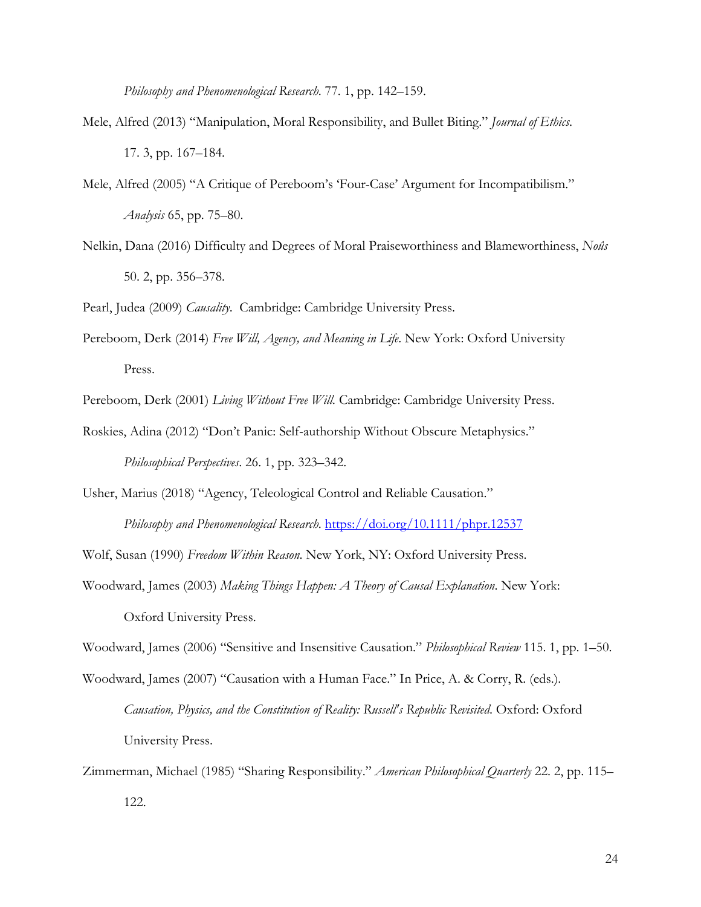*Philosophy and Phenomenological Research*. 77. 1, pp. 142–159.

Mele, Alfred (2013) "Manipulation, Moral Responsibility, and Bullet Biting." *Journal of Ethics*. 17. 3, pp. 167–184.

Mele, Alfred (2005) "A Critique of Pereboom's 'Four-Case' Argument for Incompatibilism." *Analysis* 65, pp. 75–80.

Nelkin, Dana (2016) Difficulty and Degrees of Moral Praiseworthiness and Blameworthiness, *Noûs* 50. 2, pp. 356–378.

Pearl, Judea (2009) *Causality*. Cambridge: Cambridge University Press.

Pereboom, Derk (2014) *Free Will, Agency, and Meaning in Life*. New York: Oxford University Press.

Pereboom, Derk (2001) *Living Without Free Will*. Cambridge: Cambridge University Press.

Roskies, Adina (2012) "Don't Panic: Self-authorship Without Obscure Metaphysics." *Philosophical Perspectives*. 26. 1, pp. 323–342.

Usher, Marius (2018) "Agency, Teleological Control and Reliable Causation." *Philosophy and Phenomenological Research*. https://doi.org/10.1111/phpr.12537

Wolf, Susan (1990) *Freedom Within Reason*. New York, NY: Oxford University Press.

Woodward, James (2003) *Making Things Happen: A Theory of Causal Explanation*. New York: Oxford University Press.

Woodward, James (2006) "Sensitive and Insensitive Causation." *Philosophical Review* 115. 1, pp. 1–50.

Woodward, James (2007) "Causation with a Human Face." In Price, A. & Corry, R. (eds.). *Causation, Physics, and the Constitution of Reality: Russell's Republic Revisited*. Oxford: Oxford University Press.

Zimmerman, Michael (1985) "Sharing Responsibility." *American Philosophical Quarterly* 22. 2, pp. 115–122.